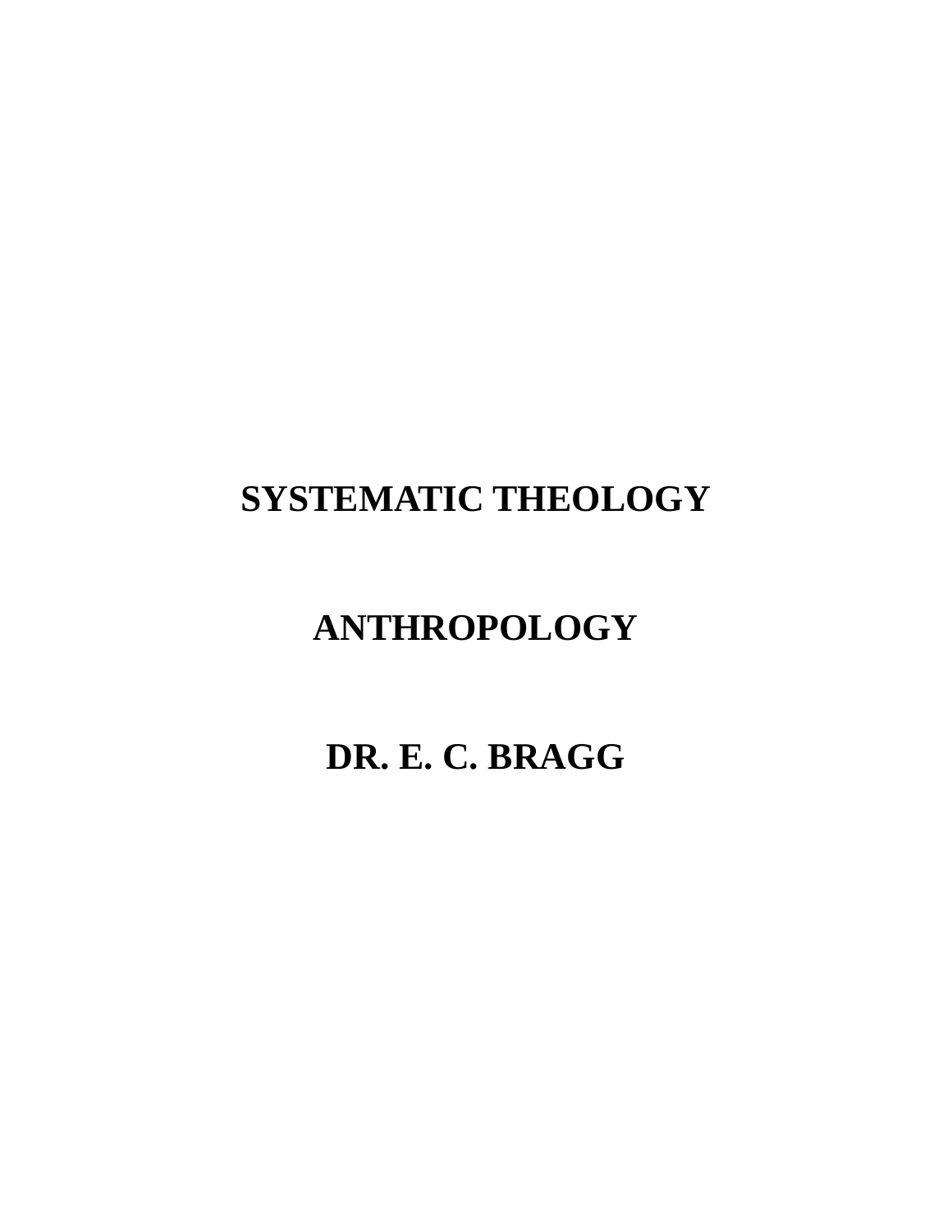# SYSTEMATIC THEOLOGY

# ANTHROPOLOGY

# DR. E. C. BRAGG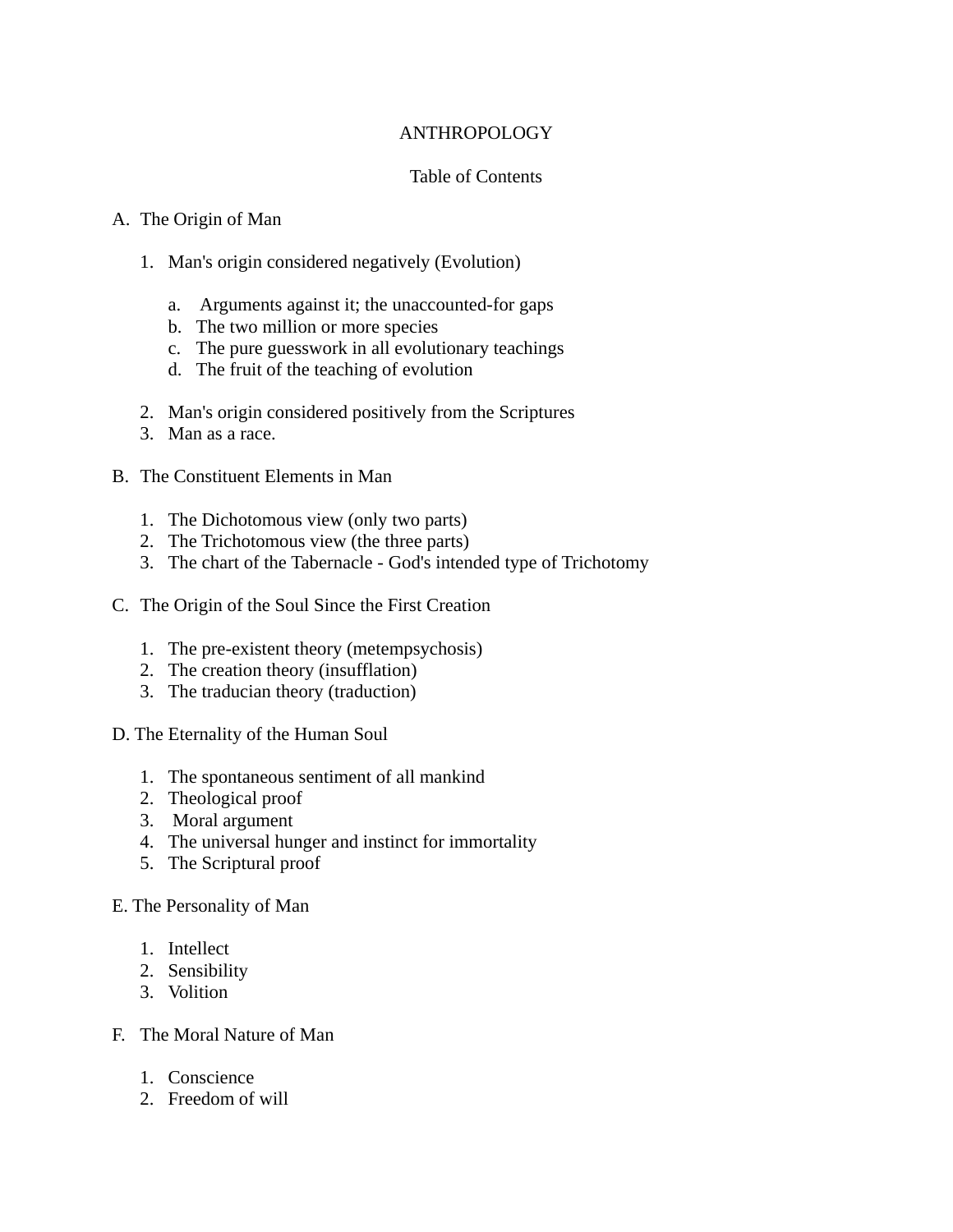# ANTHROPOLOGY

## Table of Contents

A. The Origin of Man

1. Man's origin considered negatively (Evolution)

    a. Arguments against it; the unaccounted-for gaps
    b. The two million or more species
    c. The pure guesswork in all evolutionary teachings
    d. The fruit of the teaching of evolution

2. Man's origin considered positively from the Scriptures
3. Man as a race.

B. The Constituent Elements in Man

1. The Dichotomous view (only two parts)
2. The Trichotomous view (the three parts)
3. The chart of the Tabernacle - God's intended type of Trichotomy

C. The Origin of the Soul Since the First Creation

1. The pre-existent theory (metempsychosis)
2. The creation theory (insufflation)
3. The traducian theory (traduction)

D. The Eternality of the Human Soul

1. The spontaneous sentiment of all mankind
2. Theological proof
3. Moral argument
4. The universal hunger and instinct for immortality
5. The Scriptural proof

E. The Personality of Man

1. Intellect
2. Sensibility
3. Volition

F. The Moral Nature of Man

1. Conscience
2. Freedom of will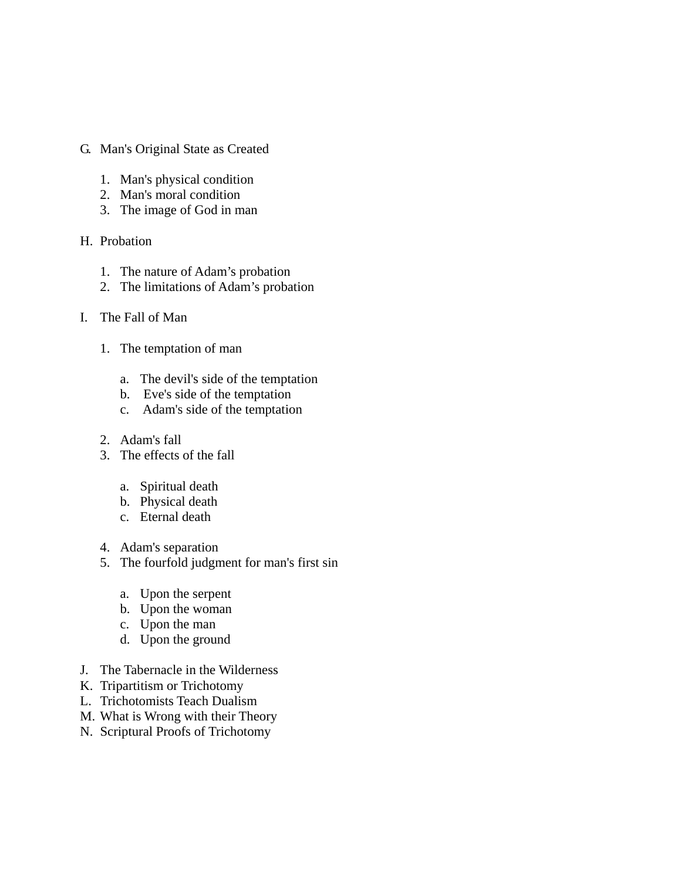G. Man's Original State as Created

    1. Man's physical condition
    2. Man's moral condition
    3. The image of God in man

H. Probation

    1. The nature of Adam's probation
    2. The limitations of Adam's probation

I. The Fall of Man

    1. The temptation of man

        a. The devil's side of the temptation
        b. Eve's side of the temptation
        c. Adam's side of the temptation

    2. Adam's fall
    3. The effects of the fall

        a. Spiritual death
        b. Physical death
        c. Eternal death

    4. Adam's separation
    5. The fourfold judgment for man's first sin

        a. Upon the serpent
        b. Upon the woman
        c. Upon the man
        d. Upon the ground

J. The Tabernacle in the Wilderness

K. Tripartitism or Trichotomy

L. Trichotomists Teach Dualism

M. What is Wrong with their Theory

N. Scriptural Proofs of Trichotomy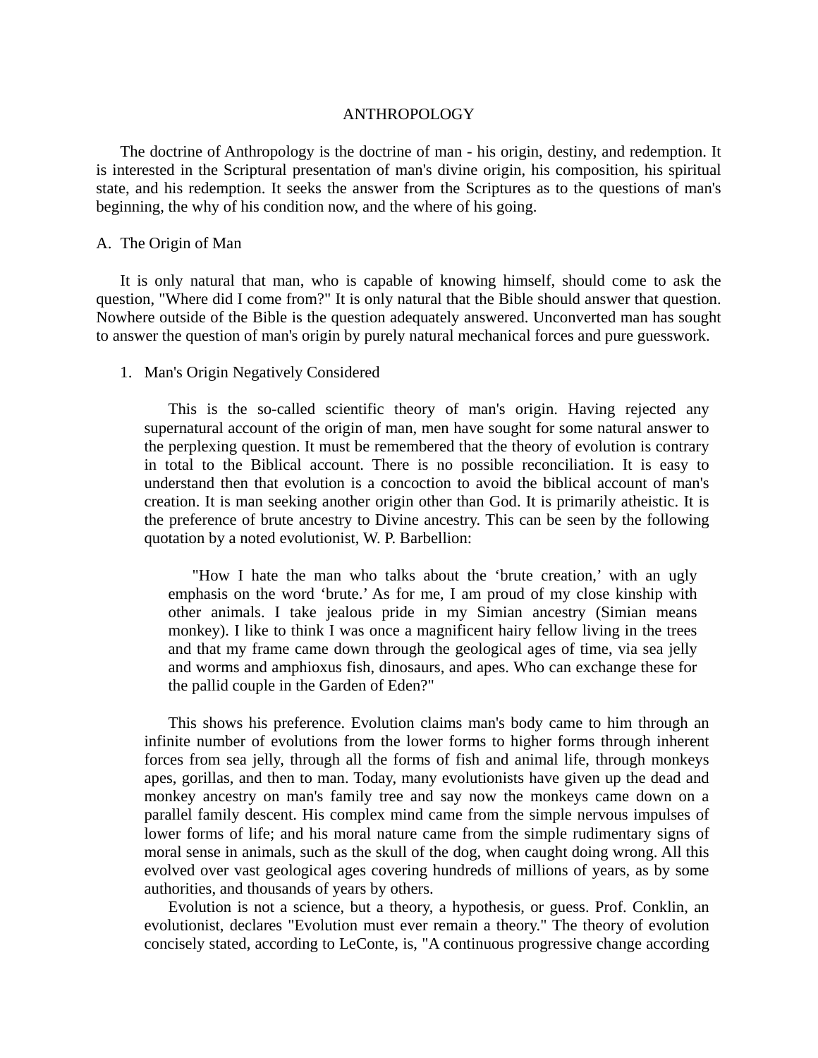# ANTHROPOLOGY

The doctrine of Anthropology is the doctrine of man - his origin, destiny, and redemption. It is interested in the Scriptural presentation of man's divine origin, his composition, his spiritual state, and his redemption. It seeks the answer from the Scriptures as to the questions of man's beginning, the why of his condition now, and the where of his going.

## A. The Origin of Man

It is only natural that man, who is capable of knowing himself, should come to ask the question, "Where did I come from?" It is only natural that the Bible should answer that question. Nowhere outside of the Bible is the question adequately answered. Unconverted man has sought to answer the question of man's origin by purely natural mechanical forces and pure guesswork.

### 1. Man's Origin Negatively Considered

This is the so-called scientific theory of man's origin. Having rejected any supernatural account of the origin of man, men have sought for some natural answer to the perplexing question. It must be remembered that the theory of evolution is contrary in total to the Biblical account. There is no possible reconciliation. It is easy to understand then that evolution is a concoction to avoid the biblical account of man's creation. It is man seeking another origin other than God. It is primarily atheistic. It is the preference of brute ancestry to Divine ancestry. This can be seen by the following quotation by a noted evolutionist, W. P. Barbellion:

> "How I hate the man who talks about the 'brute creation,' with an ugly emphasis on the word 'brute.' As for me, I am proud of my close kinship with other animals. I take jealous pride in my Simian ancestry (Simian means monkey). I like to think I was once a magnificent hairy fellow living in the trees and that my frame came down through the geological ages of time, via sea jelly and worms and amphioxus fish, dinosaurs, and apes. Who can exchange these for the pallid couple in the Garden of Eden?"

This shows his preference. Evolution claims man's body came to him through an infinite number of evolutions from the lower forms to higher forms through inherent forces from sea jelly, through all the forms of fish and animal life, through monkeys apes, gorillas, and then to man. Today, many evolutionists have given up the dead and monkey ancestry on man's family tree and say now the monkeys came down on a parallel family descent. His complex mind came from the simple nervous impulses of lower forms of life; and his moral nature came from the simple rudimentary signs of moral sense in animals, such as the skull of the dog, when caught doing wrong. All this evolved over vast geological ages covering hundreds of millions of years, as by some authorities, and thousands of years by others.

Evolution is not a science, but a theory, a hypothesis, or guess. Prof. Conklin, an evolutionist, declares "Evolution must ever remain a theory." The theory of evolution concisely stated, according to LeConte, is, "A continuous progressive change according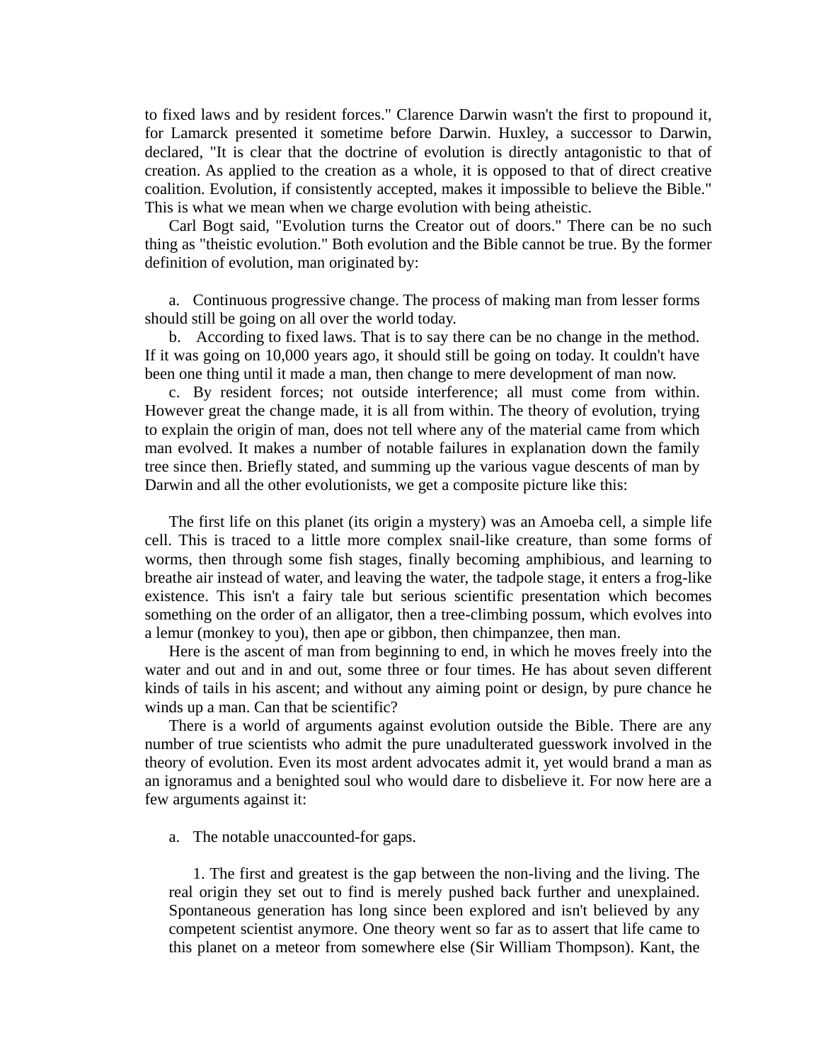to fixed laws and by resident forces." Clarence Darwin wasn't the first to propound it, for Lamarck presented it sometime before Darwin. Huxley, a successor to Darwin, declared, "It is clear that the doctrine of evolution is directly antagonistic to that of creation. As applied to the creation as a whole, it is opposed to that of direct creative coalition. Evolution, if consistently accepted, makes it impossible to believe the Bible." This is what we mean when we charge evolution with being atheistic.

Carl Bogt said, "Evolution turns the Creator out of doors." There can be no such thing as "theistic evolution." Both evolution and the Bible cannot be true. By the former definition of evolution, man originated by:

a. Continuous progressive change. The process of making man from lesser forms should still be going on all over the world today.

b. According to fixed laws. That is to say there can be no change in the method. If it was going on 10,000 years ago, it should still be going on today. It couldn't have been one thing until it made a man, then change to mere development of man now.

c. By resident forces; not outside interference; all must come from within. However great the change made, it is all from within. The theory of evolution, trying to explain the origin of man, does not tell where any of the material came from which man evolved. It makes a number of notable failures in explanation down the family tree since then. Briefly stated, and summing up the various vague descents of man by Darwin and all the other evolutionists, we get a composite picture like this:

The first life on this planet (its origin a mystery) was an Amoeba cell, a simple life cell. This is traced to a little more complex snail-like creature, than some forms of worms, then through some fish stages, finally becoming amphibious, and learning to breathe air instead of water, and leaving the water, the tadpole stage, it enters a frog-like existence. This isn't a fairy tale but serious scientific presentation which becomes something on the order of an alligator, then a tree-climbing possum, which evolves into a lemur (monkey to you), then ape or gibbon, then chimpanzee, then man.

Here is the ascent of man from beginning to end, in which he moves freely into the water and out and in and out, some three or four times. He has about seven different kinds of tails in his ascent; and without any aiming point or design, by pure chance he winds up a man. Can that be scientific?

There is a world of arguments against evolution outside the Bible. There are any number of true scientists who admit the pure unadulterated guesswork involved in the theory of evolution. Even its most ardent advocates admit it, yet would brand a man as an ignoramus and a benighted soul who would dare to disbelieve it. For now here are a few arguments against it:

a. The notable unaccounted-for gaps.

1. The first and greatest is the gap between the non-living and the living. The real origin they set out to find is merely pushed back further and unexplained. Spontaneous generation has long since been explored and isn't believed by any competent scientist anymore. One theory went so far as to assert that life came to this planet on a meteor from somewhere else (Sir William Thompson). Kant, the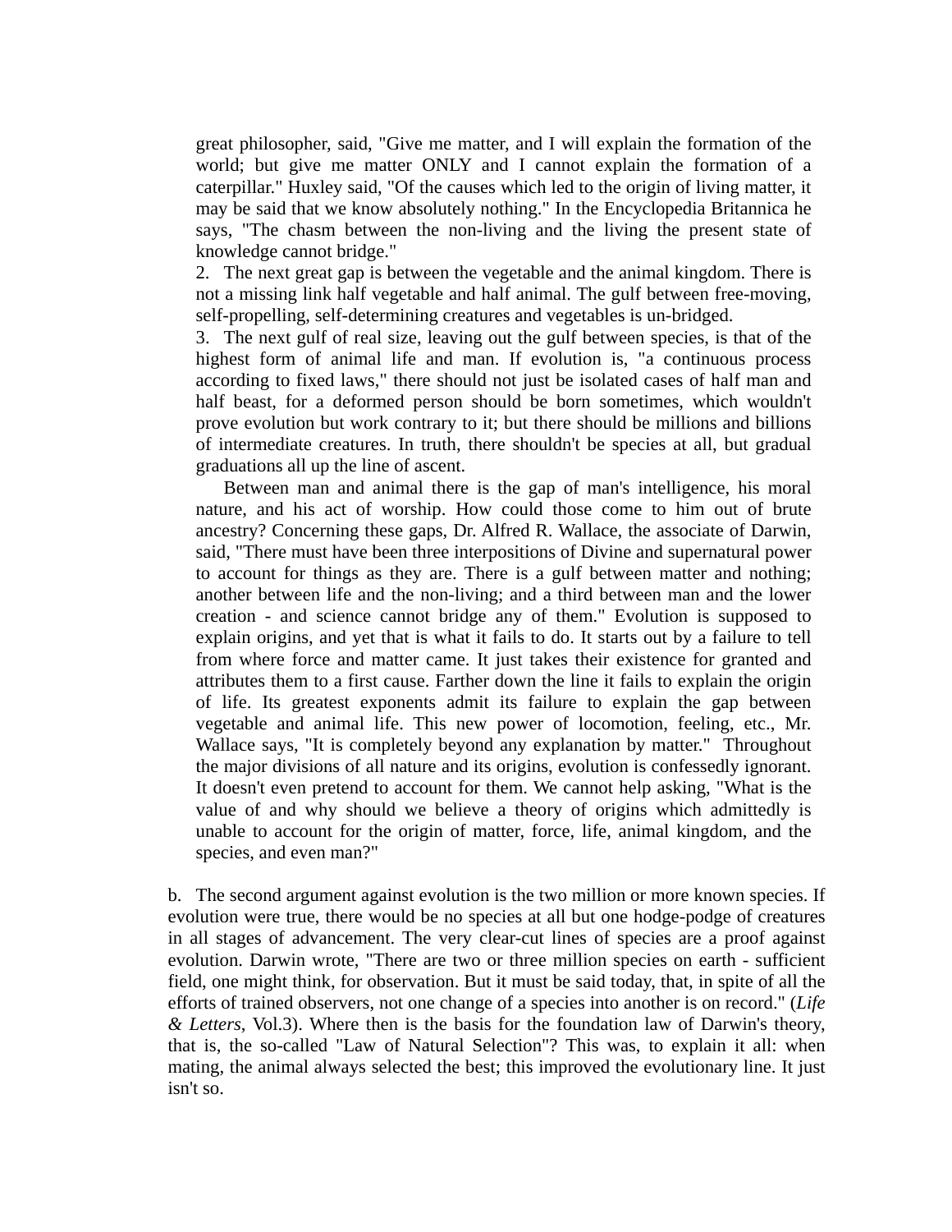great philosopher, said, "Give me matter, and I will explain the formation of the world; but give me matter ONLY and I cannot explain the formation of a caterpillar." Huxley said, "Of the causes which led to the origin of living matter, it may be said that we know absolutely nothing." In the Encyclopedia Britannica he says, "The chasm between the non-living and the living the present state of knowledge cannot bridge."

2. The next great gap is between the vegetable and the animal kingdom. There is not a missing link half vegetable and half animal. The gulf between free-moving, self-propelling, self-determining creatures and vegetables is un-bridged.

3. The next gulf of real size, leaving out the gulf between species, is that of the highest form of animal life and man. If evolution is, "a continuous process according to fixed laws," there should not just be isolated cases of half man and half beast, for a deformed person should be born sometimes, which wouldn't prove evolution but work contrary to it; but there should be millions and billions of intermediate creatures. In truth, there shouldn't be species at all, but gradual graduations all up the line of ascent.

Between man and animal there is the gap of man's intelligence, his moral nature, and his act of worship. How could those come to him out of brute ancestry? Concerning these gaps, Dr. Alfred R. Wallace, the associate of Darwin, said, "There must have been three interpositions of Divine and supernatural power to account for things as they are. There is a gulf between matter and nothing; another between life and the non-living; and a third between man and the lower creation - and science cannot bridge any of them." Evolution is supposed to explain origins, and yet that is what it fails to do. It starts out by a failure to tell from where force and matter came. It just takes their existence for granted and attributes them to a first cause. Farther down the line it fails to explain the origin of life. Its greatest exponents admit its failure to explain the gap between vegetable and animal life. This new power of locomotion, feeling, etc., Mr. Wallace says, "It is completely beyond any explanation by matter." Throughout the major divisions of all nature and its origins, evolution is confessedly ignorant. It doesn't even pretend to account for them. We cannot help asking, "What is the value of and why should we believe a theory of origins which admittedly is unable to account for the origin of matter, force, life, animal kingdom, and the species, and even man?"

b. The second argument against evolution is the two million or more known species. If evolution were true, there would be no species at all but one hodge-podge of creatures in all stages of advancement. The very clear-cut lines of species are a proof against evolution. Darwin wrote, "There are two or three million species on earth - sufficient field, one might think, for observation. But it must be said today, that, in spite of all the efforts of trained observers, not one change of a species into another is on record." (*Life & Letters*, Vol.3). Where then is the basis for the foundation law of Darwin's theory, that is, the so-called "Law of Natural Selection"? This was, to explain it all: when mating, the animal always selected the best; this improved the evolutionary line. It just isn't so.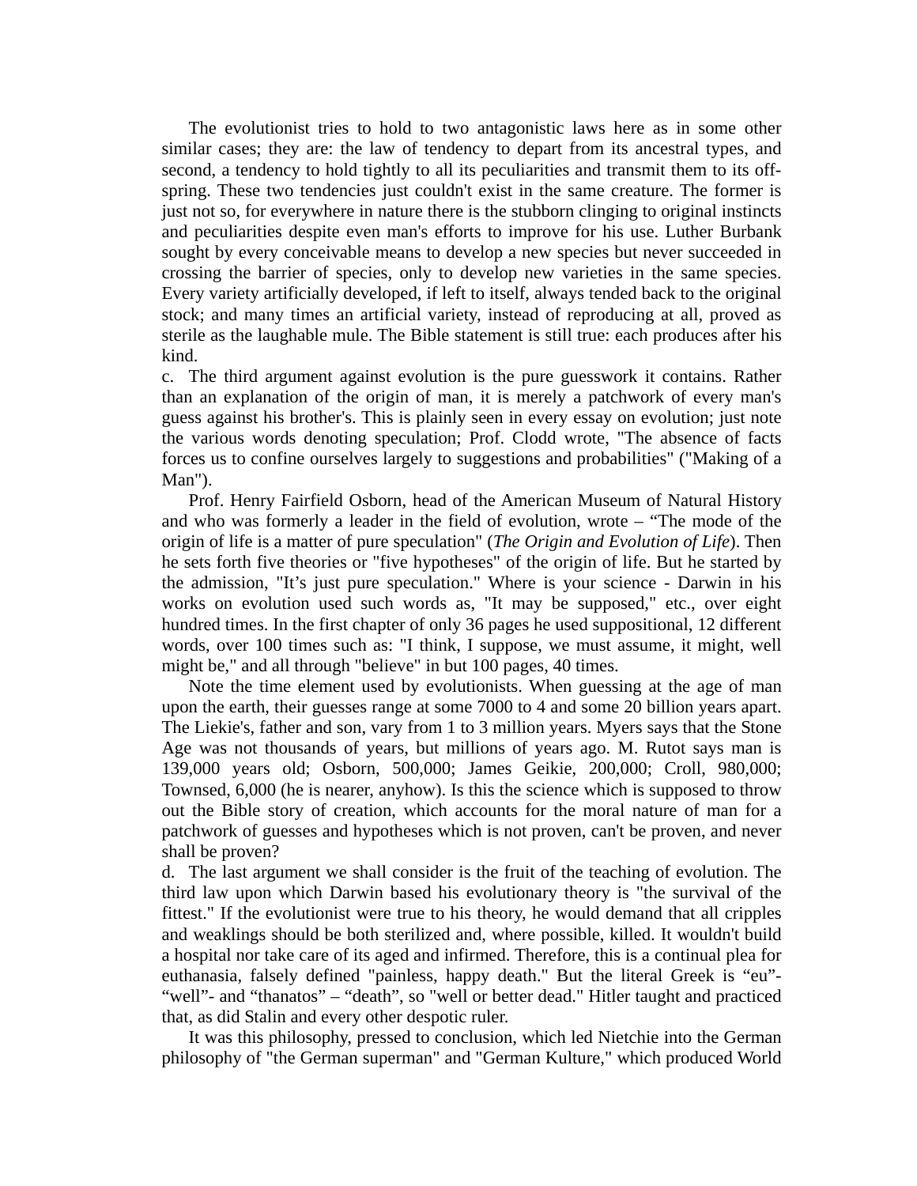The evolutionist tries to hold to two antagonistic laws here as in some other similar cases; they are: the law of tendency to depart from its ancestral types, and second, a tendency to hold tightly to all its peculiarities and transmit them to its off-spring. These two tendencies just couldn't exist in the same creature. The former is just not so, for everywhere in nature there is the stubborn clinging to original instincts and peculiarities despite even man's efforts to improve for his use. Luther Burbank sought by every conceivable means to develop a new species but never succeeded in crossing the barrier of species, only to develop new varieties in the same species. Every variety artificially developed, if left to itself, always tended back to the original stock; and many times an artificial variety, instead of reproducing at all, proved as sterile as the laughable mule. The Bible statement is still true: each produces after his kind.

c. The third argument against evolution is the pure guesswork it contains. Rather than an explanation of the origin of man, it is merely a patchwork of every man's guess against his brother's. This is plainly seen in every essay on evolution; just note the various words denoting speculation; Prof. Clodd wrote, "The absence of facts forces us to confine ourselves largely to suggestions and probabilities" ("Making of a Man").

Prof. Henry Fairfield Osborn, head of the American Museum of Natural History and who was formerly a leader in the field of evolution, wrote – "The mode of the origin of life is a matter of pure speculation" (*The Origin and Evolution of Life*). Then he sets forth five theories or "five hypotheses" of the origin of life. But he started by the admission, "It's just pure speculation." Where is your science - Darwin in his works on evolution used such words as, "It may be supposed," etc., over eight hundred times. In the first chapter of only 36 pages he used suppositional, 12 different words, over 100 times such as: "I think, I suppose, we must assume, it might, well might be," and all through "believe" in but 100 pages, 40 times.

Note the time element used by evolutionists. When guessing at the age of man upon the earth, their guesses range at some 7000 to 4 and some 20 billion years apart. The Liekie's, father and son, vary from 1 to 3 million years. Myers says that the Stone Age was not thousands of years, but millions of years ago. M. Rutot says man is 139,000 years old; Osborn, 500,000; James Geikie, 200,000; Croll, 980,000; Townsed, 6,000 (he is nearer, anyhow). Is this the science which is supposed to throw out the Bible story of creation, which accounts for the moral nature of man for a patchwork of guesses and hypotheses which is not proven, can't be proven, and never shall be proven?

d. The last argument we shall consider is the fruit of the teaching of evolution. The third law upon which Darwin based his evolutionary theory is "the survival of the fittest." If the evolutionist were true to his theory, he would demand that all cripples and weaklings should be both sterilized and, where possible, killed. It wouldn't build a hospital nor take care of its aged and infirmed. Therefore, this is a continual plea for euthanasia, falsely defined "painless, happy death." But the literal Greek is "eu"- "well"- and "thanatos" – "death", so "well or better dead." Hitler taught and practiced that, as did Stalin and every other despotic ruler.

It was this philosophy, pressed to conclusion, which led Nietchie into the German philosophy of "the German superman" and "German Kulture," which produced World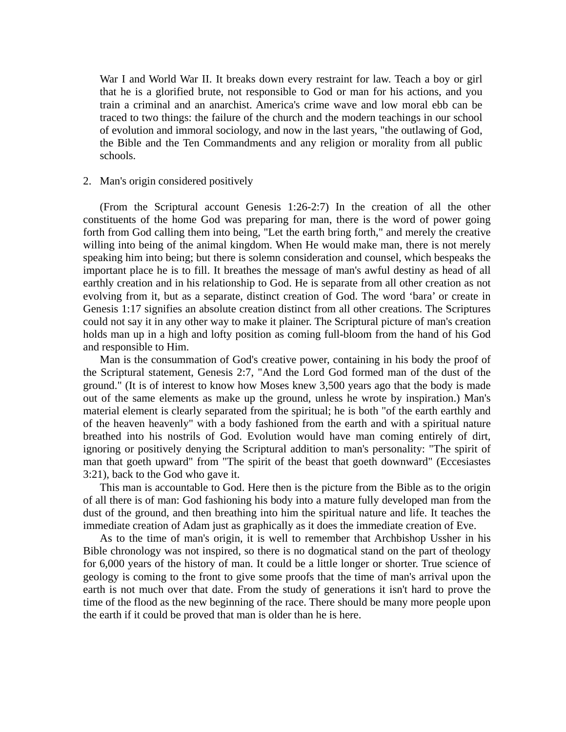War I and World War II. It breaks down every restraint for law. Teach a boy or girl that he is a glorified brute, not responsible to God or man for his actions, and you train a criminal and an anarchist. America's crime wave and low moral ebb can be traced to two things: the failure of the church and the modern teachings in our school of evolution and immoral sociology, and now in the last years, "the outlawing of God, the Bible and the Ten Commandments and any religion or morality from all public schools.

2. Man's origin considered positively

(From the Scriptural account Genesis 1:26-2:7) In the creation of all the other constituents of the home God was preparing for man, there is the word of power going forth from God calling them into being, "Let the earth bring forth," and merely the creative willing into being of the animal kingdom. When He would make man, there is not merely speaking him into being; but there is solemn consideration and counsel, which bespeaks the important place he is to fill. It breathes the message of man's awful destiny as head of all earthly creation and in his relationship to God. He is separate from all other creation as not evolving from it, but as a separate, distinct creation of God. The word 'bara' or create in Genesis 1:17 signifies an absolute creation distinct from all other creations. The Scriptures could not say it in any other way to make it plainer. The Scriptural picture of man's creation holds man up in a high and lofty position as coming full-bloom from the hand of his God and responsible to Him.

Man is the consummation of God's creative power, containing in his body the proof of the Scriptural statement, Genesis 2:7, "And the Lord God formed man of the dust of the ground." (It is of interest to know how Moses knew 3,500 years ago that the body is made out of the same elements as make up the ground, unless he wrote by inspiration.) Man's material element is clearly separated from the spiritual; he is both "of the earth earthly and of the heaven heavenly" with a body fashioned from the earth and with a spiritual nature breathed into his nostrils of God. Evolution would have man coming entirely of dirt, ignoring or positively denying the Scriptural addition to man's personality: "The spirit of man that goeth upward" from "The spirit of the beast that goeth downward" (Eccesiastes 3:21), back to the God who gave it.

This man is accountable to God. Here then is the picture from the Bible as to the origin of all there is of man: God fashioning his body into a mature fully developed man from the dust of the ground, and then breathing into him the spiritual nature and life. It teaches the immediate creation of Adam just as graphically as it does the immediate creation of Eve.

As to the time of man's origin, it is well to remember that Archbishop Ussher in his Bible chronology was not inspired, so there is no dogmatical stand on the part of theology for 6,000 years of the history of man. It could be a little longer or shorter. True science of geology is coming to the front to give some proofs that the time of man's arrival upon the earth is not much over that date. From the study of generations it isn't hard to prove the time of the flood as the new beginning of the race. There should be many more people upon the earth if it could be proved that man is older than he is here.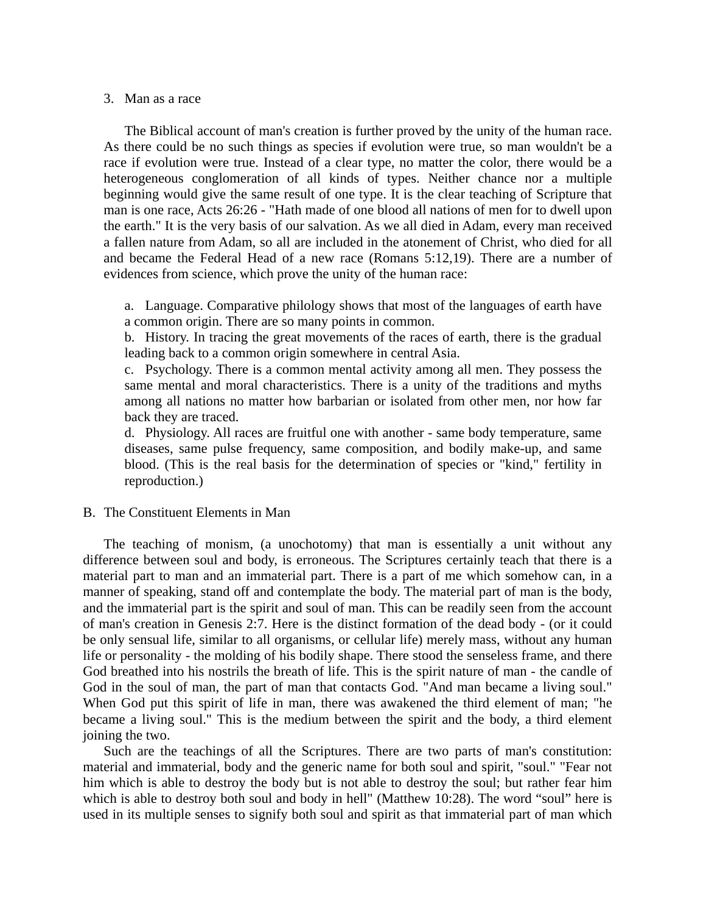3. Man as a race

The Biblical account of man's creation is further proved by the unity of the human race. As there could be no such things as species if evolution were true, so man wouldn't be a race if evolution were true. Instead of a clear type, no matter the color, there would be a heterogeneous conglomeration of all kinds of types. Neither chance nor a multiple beginning would give the same result of one type. It is the clear teaching of Scripture that man is one race, Acts 26:26 - "Hath made of one blood all nations of men for to dwell upon the earth." It is the very basis of our salvation. As we all died in Adam, every man received a fallen nature from Adam, so all are included in the atonement of Christ, who died for all and became the Federal Head of a new race (Romans 5:12,19). There are a number of evidences from science, which prove the unity of the human race:

a. Language. Comparative philology shows that most of the languages of earth have a common origin. There are so many points in common.
b. History. In tracing the great movements of the races of earth, there is the gradual leading back to a common origin somewhere in central Asia.
c. Psychology. There is a common mental activity among all men. They possess the same mental and moral characteristics. There is a unity of the traditions and myths among all nations no matter how barbarian or isolated from other men, nor how far back they are traced.
d. Physiology. All races are fruitful one with another - same body temperature, same diseases, same pulse frequency, same composition, and bodily make-up, and same blood. (This is the real basis for the determination of species or "kind," fertility in reproduction.)

B. The Constituent Elements in Man

The teaching of monism, (a unochotomy) that man is essentially a unit without any difference between soul and body, is erroneous. The Scriptures certainly teach that there is a material part to man and an immaterial part. There is a part of me which somehow can, in a manner of speaking, stand off and contemplate the body. The material part of man is the body, and the immaterial part is the spirit and soul of man. This can be readily seen from the account of man's creation in Genesis 2:7. Here is the distinct formation of the dead body - (or it could be only sensual life, similar to all organisms, or cellular life) merely mass, without any human life or personality - the molding of his bodily shape. There stood the senseless frame, and there God breathed into his nostrils the breath of life. This is the spirit nature of man - the candle of God in the soul of man, the part of man that contacts God. "And man became a living soul." When God put this spirit of life in man, there was awakened the third element of man; "he became a living soul." This is the medium between the spirit and the body, a third element joining the two.

Such are the teachings of all the Scriptures. There are two parts of man's constitution: material and immaterial, body and the generic name for both soul and spirit, "soul." "Fear not him which is able to destroy the body but is not able to destroy the soul; but rather fear him which is able to destroy both soul and body in hell" (Matthew 10:28). The word "soul" here is used in its multiple senses to signify both soul and spirit as that immaterial part of man which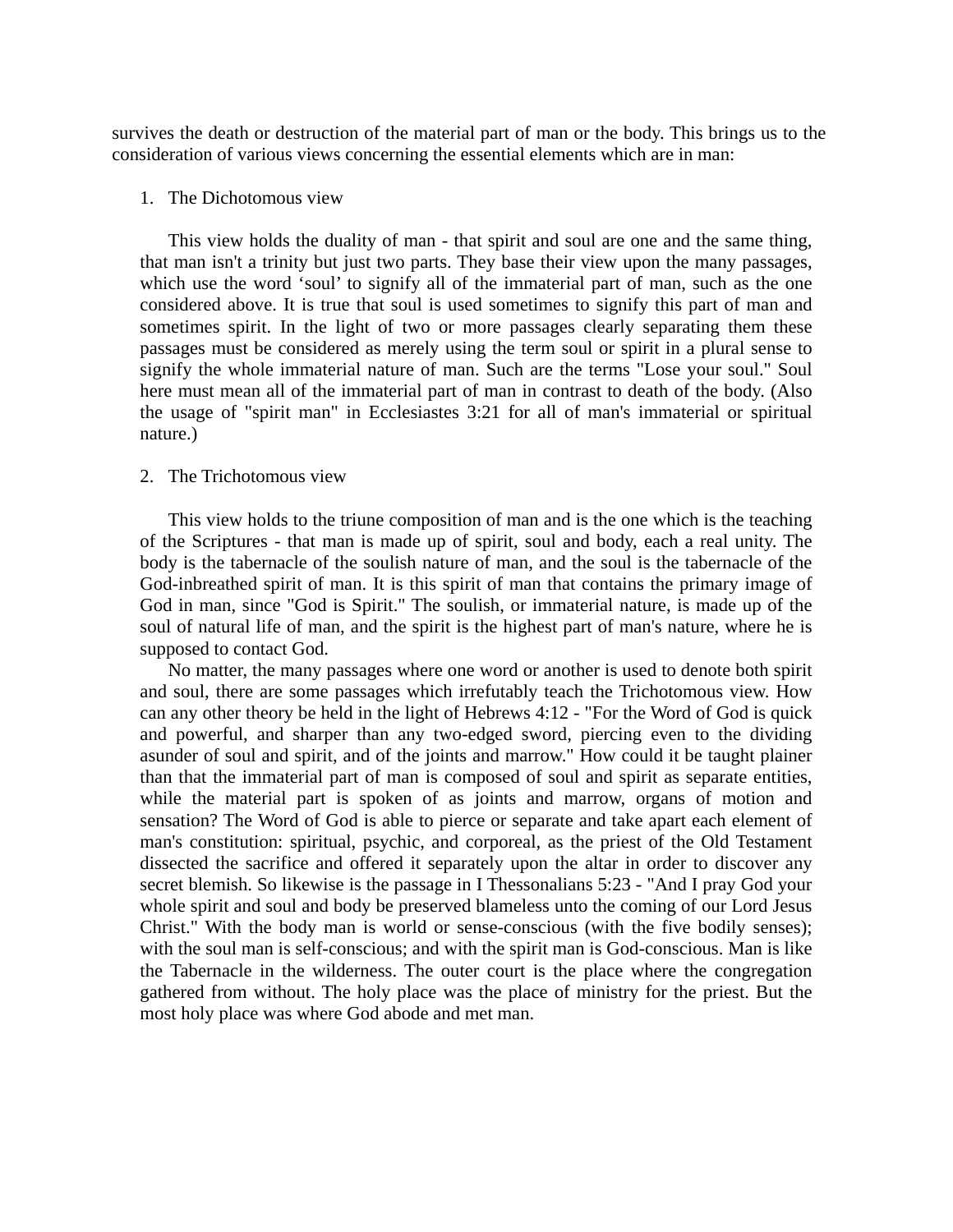survives the death or destruction of the material part of man or the body. This brings us to the consideration of various views concerning the essential elements which are in man:

1. The Dichotomous view

   This view holds the duality of man - that spirit and soul are one and the same thing, that man isn't a trinity but just two parts. They base their view upon the many passages, which use the word 'soul' to signify all of the immaterial part of man, such as the one considered above. It is true that soul is used sometimes to signify this part of man and sometimes spirit. In the light of two or more passages clearly separating them these passages must be considered as merely using the term soul or spirit in a plural sense to signify the whole immaterial nature of man. Such are the terms "Lose your soul." Soul here must mean all of the immaterial part of man in contrast to death of the body. (Also the usage of "spirit man" in Ecclesiastes 3:21 for all of man's immaterial or spiritual nature.)

2. The Trichotomous view

   This view holds to the triune composition of man and is the one which is the teaching of the Scriptures - that man is made up of spirit, soul and body, each a real unity. The body is the tabernacle of the soulish nature of man, and the soul is the tabernacle of the God-inbreathed spirit of man. It is this spirit of man that contains the primary image of God in man, since "God is Spirit." The soulish, or immaterial nature, is made up of the soul of natural life of man, and the spirit is the highest part of man's nature, where he is supposed to contact God.

   No matter, the many passages where one word or another is used to denote both spirit and soul, there are some passages which irrefutably teach the Trichotomous view. How can any other theory be held in the light of Hebrews 4:12 - "For the Word of God is quick and powerful, and sharper than any two-edged sword, piercing even to the dividing asunder of soul and spirit, and of the joints and marrow." How could it be taught plainer than that the immaterial part of man is composed of soul and spirit as separate entities, while the material part is spoken of as joints and marrow, organs of motion and sensation? The Word of God is able to pierce or separate and take apart each element of man's constitution: spiritual, psychic, and corporeal, as the priest of the Old Testament dissected the sacrifice and offered it separately upon the altar in order to discover any secret blemish. So likewise is the passage in I Thessonalians 5:23 - "And I pray God your whole spirit and soul and body be preserved blameless unto the coming of our Lord Jesus Christ." With the body man is world or sense-conscious (with the five bodily senses); with the soul man is self-conscious; and with the spirit man is God-conscious. Man is like the Tabernacle in the wilderness. The outer court is the place where the congregation gathered from without. The holy place was the place of ministry for the priest. But the most holy place was where God abode and met man.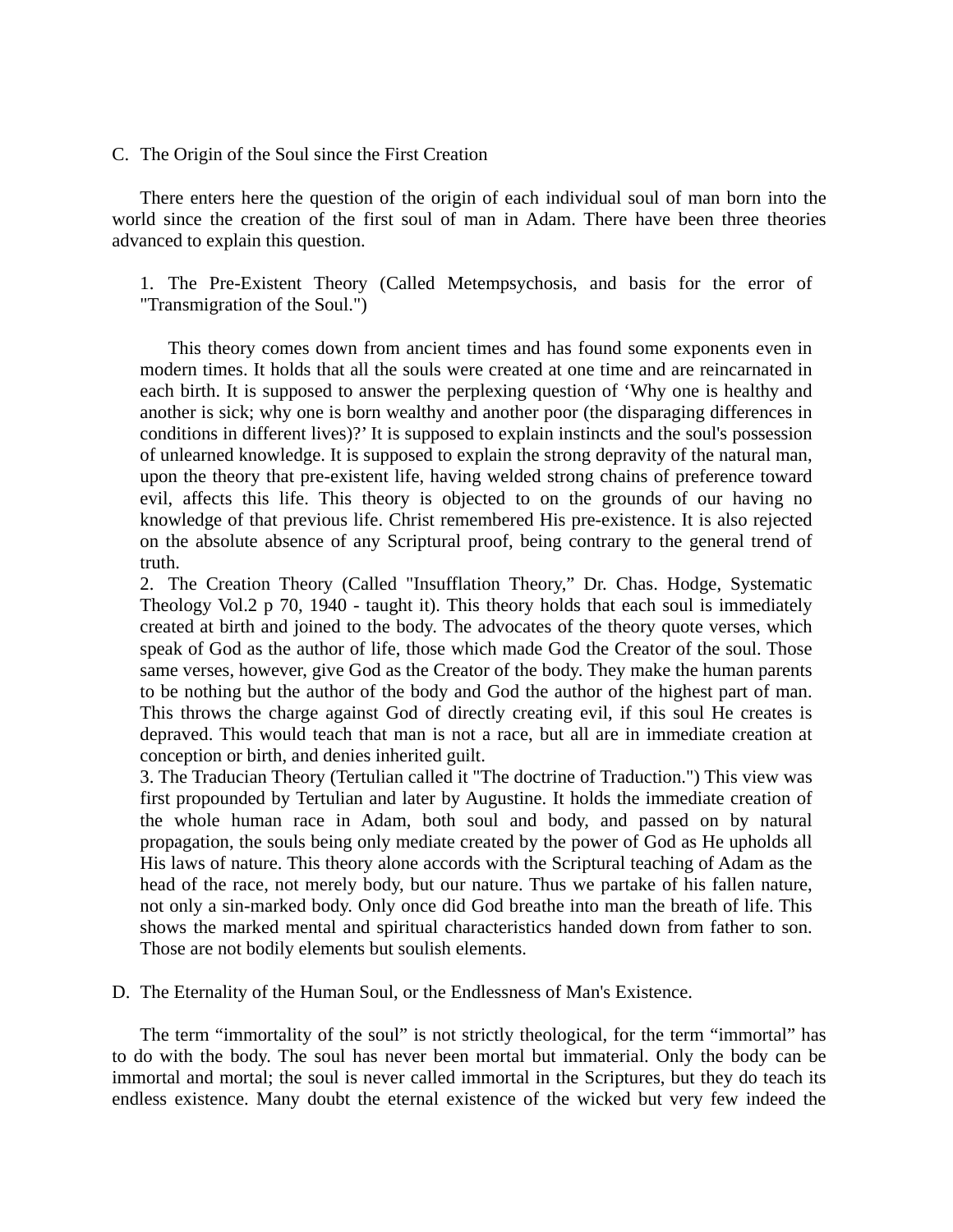C. The Origin of the Soul since the First Creation

There enters here the question of the origin of each individual soul of man born into the world since the creation of the first soul of man in Adam. There have been three theories advanced to explain this question.

1. The Pre-Existent Theory (Called Metempsychosis, and basis for the error of "Transmigration of the Soul.")

This theory comes down from ancient times and has found some exponents even in modern times. It holds that all the souls were created at one time and are reincarnated in each birth. It is supposed to answer the perplexing question of 'Why one is healthy and another is sick; why one is born wealthy and another poor (the disparaging differences in conditions in different lives)?' It is supposed to explain instincts and the soul's possession of unlearned knowledge. It is supposed to explain the strong depravity of the natural man, upon the theory that pre-existent life, having welded strong chains of preference toward evil, affects this life. This theory is objected to on the grounds of our having no knowledge of that previous life. Christ remembered His pre-existence. It is also rejected on the absolute absence of any Scriptural proof, being contrary to the general trend of truth.

2. The Creation Theory (Called "Insufflation Theory," Dr. Chas. Hodge, Systematic Theology Vol.2 p 70, 1940 - taught it). This theory holds that each soul is immediately created at birth and joined to the body. The advocates of the theory quote verses, which speak of God as the author of life, those which made God the Creator of the soul. Those same verses, however, give God as the Creator of the body. They make the human parents to be nothing but the author of the body and God the author of the highest part of man. This throws the charge against God of directly creating evil, if this soul He creates is depraved. This would teach that man is not a race, but all are in immediate creation at conception or birth, and denies inherited guilt.

3. The Traducian Theory (Tertulian called it "The doctrine of Traduction.") This view was first propounded by Tertulian and later by Augustine. It holds the immediate creation of the whole human race in Adam, both soul and body, and passed on by natural propagation, the souls being only mediate created by the power of God as He upholds all His laws of nature. This theory alone accords with the Scriptural teaching of Adam as the head of the race, not merely body, but our nature. Thus we partake of his fallen nature, not only a sin-marked body. Only once did God breathe into man the breath of life. This shows the marked mental and spiritual characteristics handed down from father to son. Those are not bodily elements but soulish elements.

D. The Eternality of the Human Soul, or the Endlessness of Man's Existence.

The term "immortality of the soul" is not strictly theological, for the term "immortal" has to do with the body. The soul has never been mortal but immaterial. Only the body can be immortal and mortal; the soul is never called immortal in the Scriptures, but they do teach its endless existence. Many doubt the eternal existence of the wicked but very few indeed the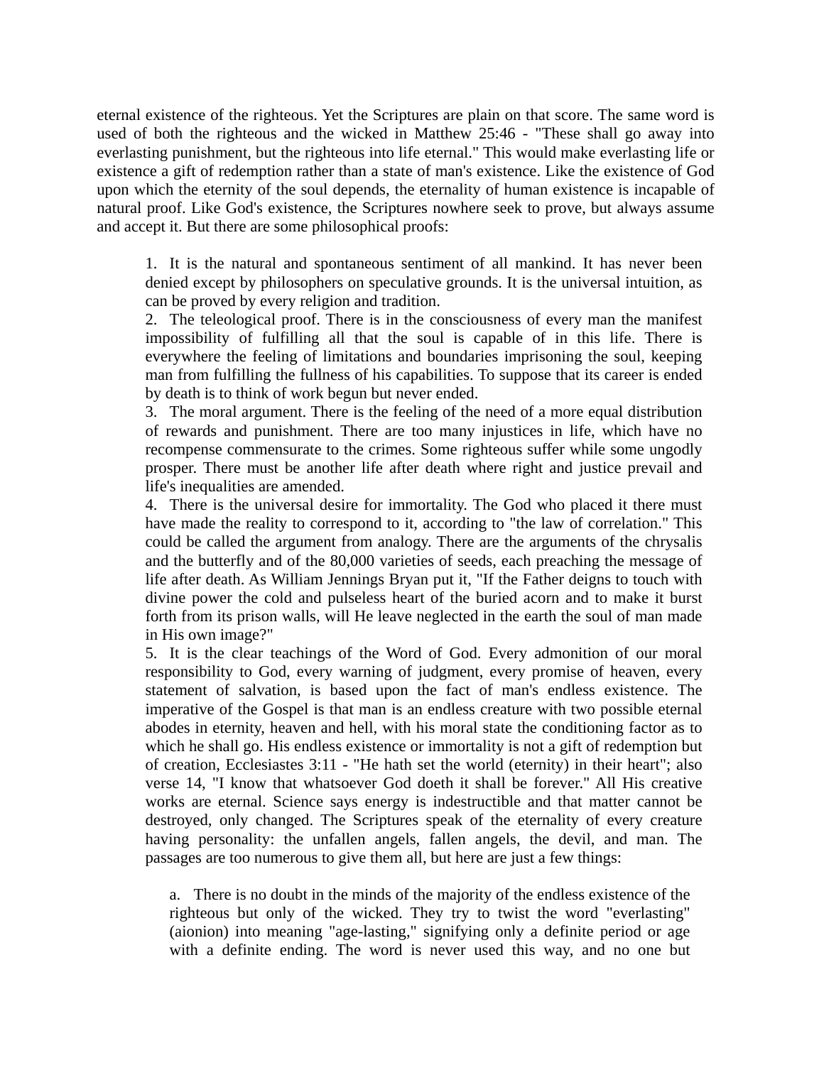eternal existence of the righteous. Yet the Scriptures are plain on that score. The same word is used of both the righteous and the wicked in Matthew 25:46 - "These shall go away into everlasting punishment, but the righteous into life eternal." This would make everlasting life or existence a gift of redemption rather than a state of man's existence. Like the existence of God upon which the eternity of the soul depends, the eternality of human existence is incapable of natural proof. Like God's existence, the Scriptures nowhere seek to prove, but always assume and accept it. But there are some philosophical proofs:

1. It is the natural and spontaneous sentiment of all mankind. It has never been denied except by philosophers on speculative grounds. It is the universal intuition, as can be proved by every religion and tradition.
2. The teleological proof. There is in the consciousness of every man the manifest impossibility of fulfilling all that the soul is capable of in this life. There is everywhere the feeling of limitations and boundaries imprisoning the soul, keeping man from fulfilling the fullness of his capabilities. To suppose that its career is ended by death is to think of work begun but never ended.
3. The moral argument. There is the feeling of the need of a more equal distribution of rewards and punishment. There are too many injustices in life, which have no recompense commensurate to the crimes. Some righteous suffer while some ungodly prosper. There must be another life after death where right and justice prevail and life's inequalities are amended.
4. There is the universal desire for immortality. The God who placed it there must have made the reality to correspond to it, according to "the law of correlation." This could be called the argument from analogy. There are the arguments of the chrysalis and the butterfly and of the 80,000 varieties of seeds, each preaching the message of life after death. As William Jennings Bryan put it, "If the Father deigns to touch with divine power the cold and pulseless heart of the buried acorn and to make it burst forth from its prison walls, will He leave neglected in the earth the soul of man made in His own image?"
5. It is the clear teachings of the Word of God. Every admonition of our moral responsibility to God, every warning of judgment, every promise of heaven, every statement of salvation, is based upon the fact of man's endless existence. The imperative of the Gospel is that man is an endless creature with two possible eternal abodes in eternity, heaven and hell, with his moral state the conditioning factor as to which he shall go. His endless existence or immortality is not a gift of redemption but of creation, Ecclesiastes 3:11 - "He hath set the world (eternity) in their heart"; also verse 14, "I know that whatsoever God doeth it shall be forever." All His creative works are eternal. Science says energy is indestructible and that matter cannot be destroyed, only changed. The Scriptures speak of the eternality of every creature having personality: the unfallen angels, fallen angels, the devil, and man. The passages are too numerous to give them all, but here are just a few things:

   a. There is no doubt in the minds of the majority of the endless existence of the righteous but only of the wicked. They try to twist the word "everlasting" (aionion) into meaning "age-lasting," signifying only a definite period or age with a definite ending. The word is never used this way, and no one but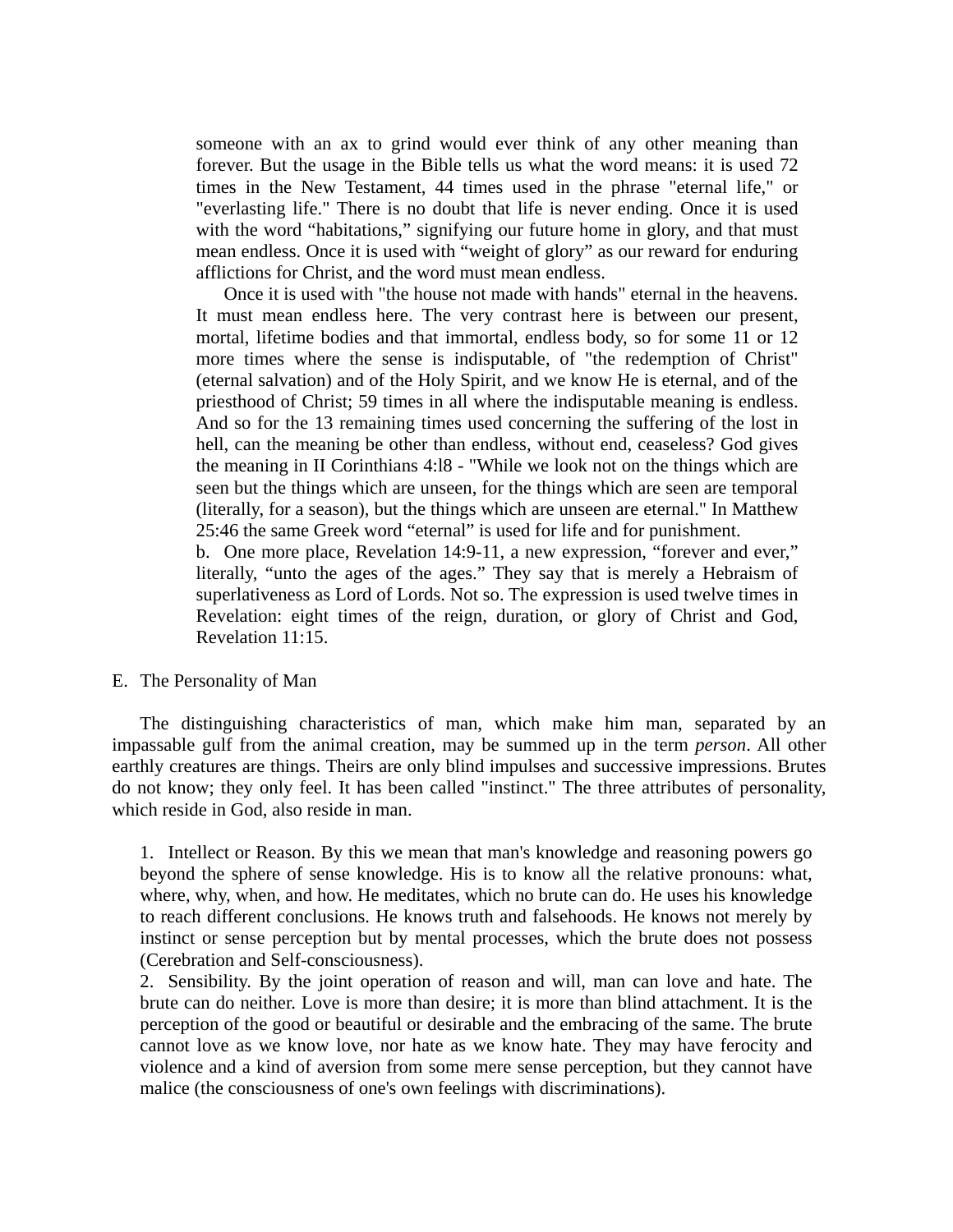someone with an ax to grind would ever think of any other meaning than forever. But the usage in the Bible tells us what the word means: it is used 72 times in the New Testament, 44 times used in the phrase "eternal life," or "everlasting life." There is no doubt that life is never ending. Once it is used with the word "habitations," signifying our future home in glory, and that must mean endless. Once it is used with "weight of glory" as our reward for enduring afflictions for Christ, and the word must mean endless.

Once it is used with "the house not made with hands" eternal in the heavens. It must mean endless here. The very contrast here is between our present, mortal, lifetime bodies and that immortal, endless body, so for some 11 or 12 more times where the sense is indisputable, of "the redemption of Christ" (eternal salvation) and of the Holy Spirit, and we know He is eternal, and of the priesthood of Christ; 59 times in all where the indisputable meaning is endless. And so for the 13 remaining times used concerning the suffering of the lost in hell, can the meaning be other than endless, without end, ceaseless? God gives the meaning in II Corinthians 4:l8 - "While we look not on the things which are seen but the things which are unseen, for the things which are seen are temporal (literally, for a season), but the things which are unseen are eternal." In Matthew 25:46 the same Greek word "eternal" is used for life and for punishment.

b. One more place, Revelation 14:9-11, a new expression, "forever and ever," literally, "unto the ages of the ages." They say that is merely a Hebraism of superlativeness as Lord of Lords. Not so. The expression is used twelve times in Revelation: eight times of the reign, duration, or glory of Christ and God, Revelation 11:15.

E. The Personality of Man

The distinguishing characteristics of man, which make him man, separated by an impassable gulf from the animal creation, may be summed up in the term *person*. All other earthly creatures are things. Theirs are only blind impulses and successive impressions. Brutes do not know; they only feel. It has been called "instinct." The three attributes of personality, which reside in God, also reside in man.

1. Intellect or Reason. By this we mean that man's knowledge and reasoning powers go beyond the sphere of sense knowledge. His is to know all the relative pronouns: what, where, why, when, and how. He meditates, which no brute can do. He uses his knowledge to reach different conclusions. He knows truth and falsehoods. He knows not merely by instinct or sense perception but by mental processes, which the brute does not possess (Cerebration and Self-consciousness).

2. Sensibility. By the joint operation of reason and will, man can love and hate. The brute can do neither. Love is more than desire; it is more than blind attachment. It is the perception of the good or beautiful or desirable and the embracing of the same. The brute cannot love as we know love, nor hate as we know hate. They may have ferocity and violence and a kind of aversion from some mere sense perception, but they cannot have malice (the consciousness of one's own feelings with discriminations).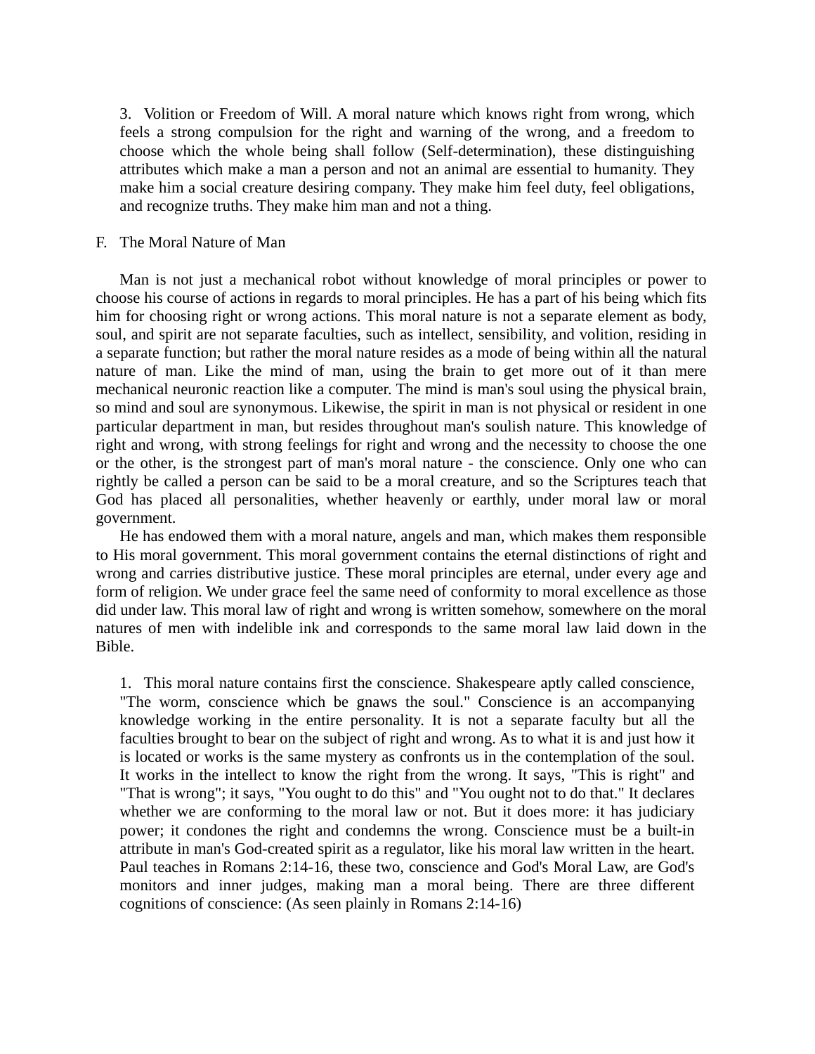3. Volition or Freedom of Will. A moral nature which knows right from wrong, which feels a strong compulsion for the right and warning of the wrong, and a freedom to choose which the whole being shall follow (Self-determination), these distinguishing attributes which make a man a person and not an animal are essential to humanity. They make him a social creature desiring company. They make him feel duty, feel obligations, and recognize truths. They make him man and not a thing.

F. The Moral Nature of Man

Man is not just a mechanical robot without knowledge of moral principles or power to choose his course of actions in regards to moral principles. He has a part of his being which fits him for choosing right or wrong actions. This moral nature is not a separate element as body, soul, and spirit are not separate faculties, such as intellect, sensibility, and volition, residing in a separate function; but rather the moral nature resides as a mode of being within all the natural nature of man. Like the mind of man, using the brain to get more out of it than mere mechanical neuronic reaction like a computer. The mind is man's soul using the physical brain, so mind and soul are synonymous. Likewise, the spirit in man is not physical or resident in one particular department in man, but resides throughout man's soulish nature. This knowledge of right and wrong, with strong feelings for right and wrong and the necessity to choose the one or the other, is the strongest part of man's moral nature - the conscience. Only one who can rightly be called a person can be said to be a moral creature, and so the Scriptures teach that God has placed all personalities, whether heavenly or earthly, under moral law or moral government.

He has endowed them with a moral nature, angels and man, which makes them responsible to His moral government. This moral government contains the eternal distinctions of right and wrong and carries distributive justice. These moral principles are eternal, under every age and form of religion. We under grace feel the same need of conformity to moral excellence as those did under law. This moral law of right and wrong is written somehow, somewhere on the moral natures of men with indelible ink and corresponds to the same moral law laid down in the Bible.

1. This moral nature contains first the conscience. Shakespeare aptly called conscience, "The worm, conscience which be gnaws the soul." Conscience is an accompanying knowledge working in the entire personality. It is not a separate faculty but all the faculties brought to bear on the subject of right and wrong. As to what it is and just how it is located or works is the same mystery as confronts us in the contemplation of the soul. It works in the intellect to know the right from the wrong. It says, "This is right" and "That is wrong"; it says, "You ought to do this" and "You ought not to do that." It declares whether we are conforming to the moral law or not. But it does more: it has judiciary power; it condones the right and condemns the wrong. Conscience must be a built-in attribute in man's God-created spirit as a regulator, like his moral law written in the heart. Paul teaches in Romans 2:14-16, these two, conscience and God's Moral Law, are God's monitors and inner judges, making man a moral being. There are three different cognitions of conscience: (As seen plainly in Romans 2:14-16)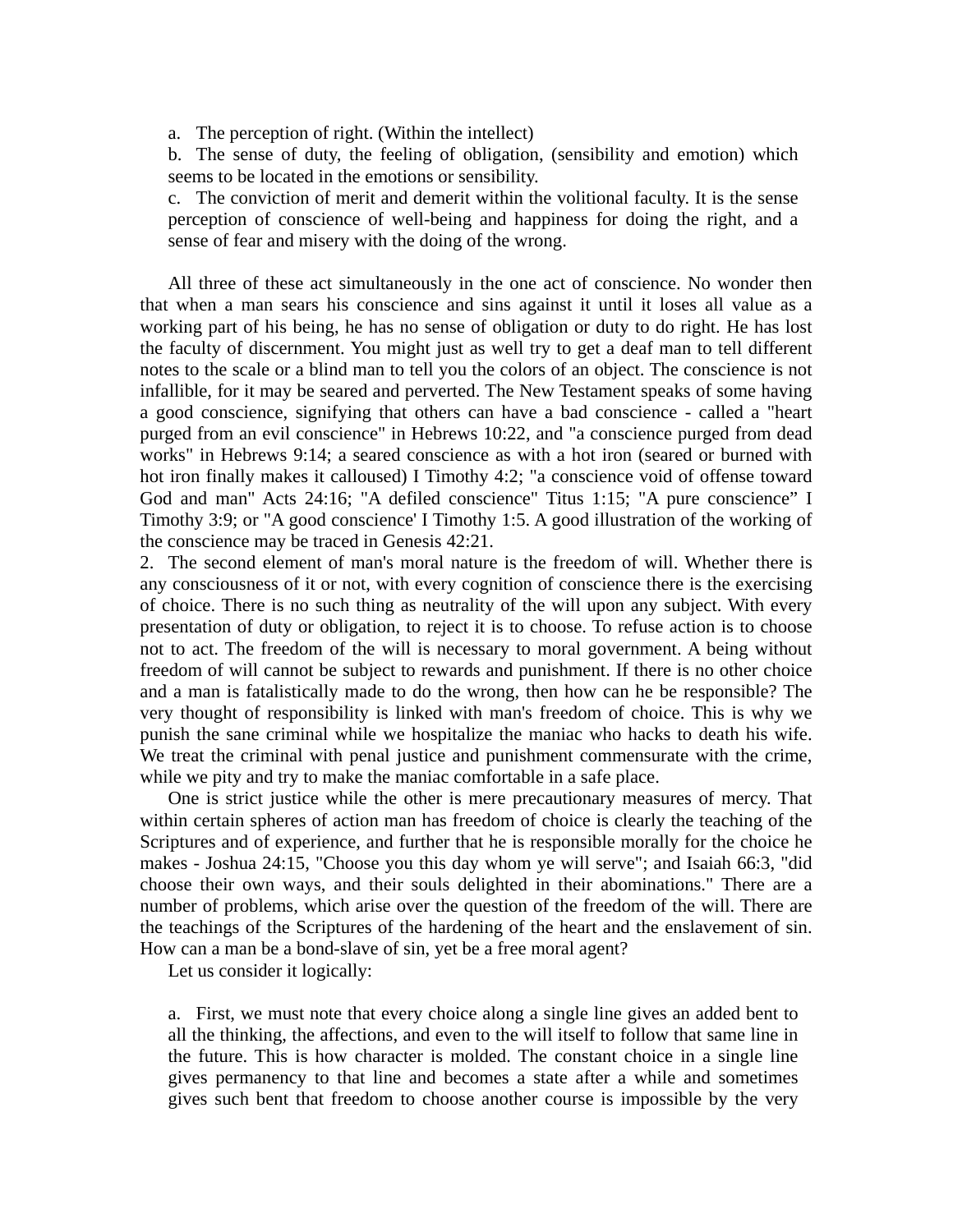a. The perception of right. (Within the intellect)

b. The sense of duty, the feeling of obligation, (sensibility and emotion) which seems to be located in the emotions or sensibility.

c. The conviction of merit and demerit within the volitional faculty. It is the sense perception of conscience of well-being and happiness for doing the right, and a sense of fear and misery with the doing of the wrong.

All three of these act simultaneously in the one act of conscience. No wonder then that when a man sears his conscience and sins against it until it loses all value as a working part of his being, he has no sense of obligation or duty to do right. He has lost the faculty of discernment. You might just as well try to get a deaf man to tell different notes to the scale or a blind man to tell you the colors of an object. The conscience is not infallible, for it may be seared and perverted. The New Testament speaks of some having a good conscience, signifying that others can have a bad conscience - called a "heart purged from an evil conscience" in Hebrews 10:22, and "a conscience purged from dead works" in Hebrews 9:14; a seared conscience as with a hot iron (seared or burned with hot iron finally makes it calloused) I Timothy 4:2; "a conscience void of offense toward God and man" Acts 24:16; "A defiled conscience" Titus 1:15; "A pure conscience" I Timothy 3:9; or "A good conscience' I Timothy 1:5. A good illustration of the working of the conscience may be traced in Genesis 42:21.

2. The second element of man's moral nature is the freedom of will. Whether there is any consciousness of it or not, with every cognition of conscience there is the exercising of choice. There is no such thing as neutrality of the will upon any subject. With every presentation of duty or obligation, to reject it is to choose. To refuse action is to choose not to act. The freedom of the will is necessary to moral government. A being without freedom of will cannot be subject to rewards and punishment. If there is no other choice and a man is fatalistically made to do the wrong, then how can he be responsible? The very thought of responsibility is linked with man's freedom of choice. This is why we punish the sane criminal while we hospitalize the maniac who hacks to death his wife. We treat the criminal with penal justice and punishment commensurate with the crime, while we pity and try to make the maniac comfortable in a safe place.

One is strict justice while the other is mere precautionary measures of mercy. That within certain spheres of action man has freedom of choice is clearly the teaching of the Scriptures and of experience, and further that he is responsible morally for the choice he makes - Joshua 24:15, "Choose you this day whom ye will serve"; and Isaiah 66:3, "did choose their own ways, and their souls delighted in their abominations." There are a number of problems, which arise over the question of the freedom of the will. There are the teachings of the Scriptures of the hardening of the heart and the enslavement of sin. How can a man be a bond-slave of sin, yet be a free moral agent?

Let us consider it logically:

a. First, we must note that every choice along a single line gives an added bent to all the thinking, the affections, and even to the will itself to follow that same line in the future. This is how character is molded. The constant choice in a single line gives permanency to that line and becomes a state after a while and sometimes gives such bent that freedom to choose another course is impossible by the very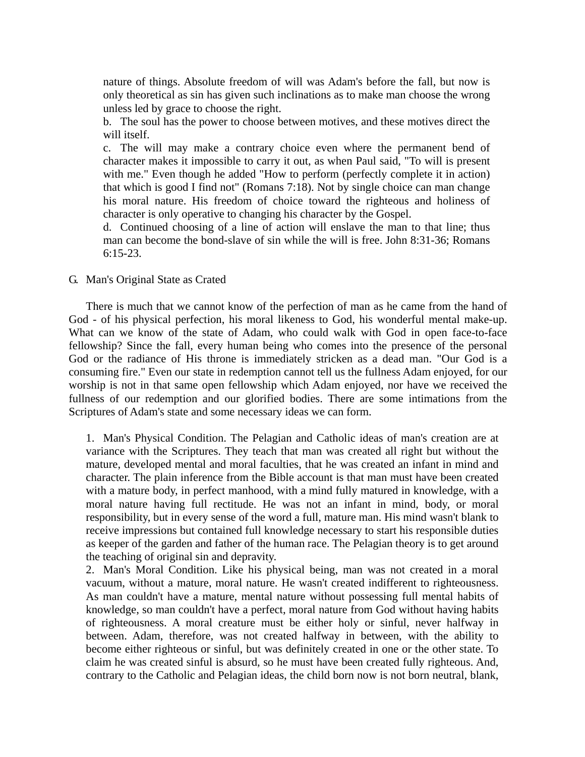nature of things. Absolute freedom of will was Adam's before the fall, but now is only theoretical as sin has given such inclinations as to make man choose the wrong unless led by grace to choose the right.

b. The soul has the power to choose between motives, and these motives direct the will itself.

c. The will may make a contrary choice even where the permanent bend of character makes it impossible to carry it out, as when Paul said, "To will is present with me." Even though he added "How to perform (perfectly complete it in action) that which is good I find not" (Romans 7:18). Not by single choice can man change his moral nature. His freedom of choice toward the righteous and holiness of character is only operative to changing his character by the Gospel.

d. Continued choosing of a line of action will enslave the man to that line; thus man can become the bond-slave of sin while the will is free. John 8:31-36; Romans 6:15-23.

G. Man's Original State as Crated

There is much that we cannot know of the perfection of man as he came from the hand of God - of his physical perfection, his moral likeness to God, his wonderful mental make-up. What can we know of the state of Adam, who could walk with God in open face-to-face fellowship? Since the fall, every human being who comes into the presence of the personal God or the radiance of His throne is immediately stricken as a dead man. "Our God is a consuming fire." Even our state in redemption cannot tell us the fullness Adam enjoyed, for our worship is not in that same open fellowship which Adam enjoyed, nor have we received the fullness of our redemption and our glorified bodies. There are some intimations from the Scriptures of Adam's state and some necessary ideas we can form.

1. Man's Physical Condition. The Pelagian and Catholic ideas of man's creation are at variance with the Scriptures. They teach that man was created all right but without the mature, developed mental and moral faculties, that he was created an infant in mind and character. The plain inference from the Bible account is that man must have been created with a mature body, in perfect manhood, with a mind fully matured in knowledge, with a moral nature having full rectitude. He was not an infant in mind, body, or moral responsibility, but in every sense of the word a full, mature man. His mind wasn't blank to receive impressions but contained full knowledge necessary to start his responsible duties as keeper of the garden and father of the human race. The Pelagian theory is to get around the teaching of original sin and depravity.

2. Man's Moral Condition. Like his physical being, man was not created in a moral vacuum, without a mature, moral nature. He wasn't created indifferent to righteousness. As man couldn't have a mature, mental nature without possessing full mental habits of knowledge, so man couldn't have a perfect, moral nature from God without having habits of righteousness. A moral creature must be either holy or sinful, never halfway in between. Adam, therefore, was not created halfway in between, with the ability to become either righteous or sinful, but was definitely created in one or the other state. To claim he was created sinful is absurd, so he must have been created fully righteous. And, contrary to the Catholic and Pelagian ideas, the child born now is not born neutral, blank,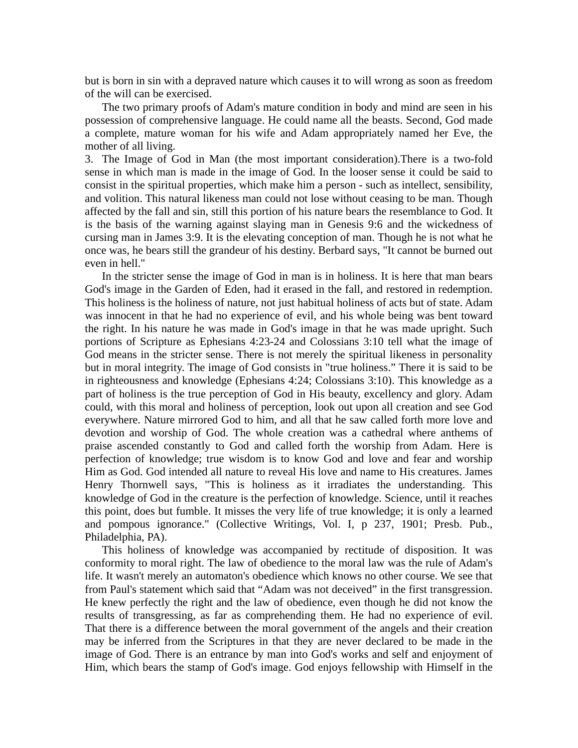but is born in sin with a depraved nature which causes it to will wrong as soon as freedom of the will can be exercised.

The two primary proofs of Adam's mature condition in body and mind are seen in his possession of comprehensive language. He could name all the beasts. Second, God made a complete, mature woman for his wife and Adam appropriately named her Eve, the mother of all living.

3. The Image of God in Man (the most important consideration).There is a two-fold sense in which man is made in the image of God. In the looser sense it could be said to consist in the spiritual properties, which make him a person - such as intellect, sensibility, and volition. This natural likeness man could not lose without ceasing to be man. Though affected by the fall and sin, still this portion of his nature bears the resemblance to God. It is the basis of the warning against slaying man in Genesis 9:6 and the wickedness of cursing man in James 3:9. It is the elevating conception of man. Though he is not what he once was, he bears still the grandeur of his destiny. Berbard says, "It cannot be burned out even in hell."

In the stricter sense the image of God in man is in holiness. It is here that man bears God's image in the Garden of Eden, had it erased in the fall, and restored in redemption. This holiness is the holiness of nature, not just habitual holiness of acts but of state. Adam was innocent in that he had no experience of evil, and his whole being was bent toward the right. In his nature he was made in God's image in that he was made upright. Such portions of Scripture as Ephesians 4:23-24 and Colossians 3:10 tell what the image of God means in the stricter sense. There is not merely the spiritual likeness in personality but in moral integrity. The image of God consists in "true holiness." There it is said to be in righteousness and knowledge (Ephesians 4:24; Colossians 3:10). This knowledge as a part of holiness is the true perception of God in His beauty, excellency and glory. Adam could, with this moral and holiness of perception, look out upon all creation and see God everywhere. Nature mirrored God to him, and all that he saw called forth more love and devotion and worship of God. The whole creation was a cathedral where anthems of praise ascended constantly to God and called forth the worship from Adam. Here is perfection of knowledge; true wisdom is to know God and love and fear and worship Him as God. God intended all nature to reveal His love and name to His creatures. James Henry Thornwell says, "This is holiness as it irradiates the understanding. This knowledge of God in the creature is the perfection of knowledge. Science, until it reaches this point, does but fumble. It misses the very life of true knowledge; it is only a learned and pompous ignorance." (Collective Writings, Vol. I, p 237, 1901; Presb. Pub., Philadelphia, PA).

This holiness of knowledge was accompanied by rectitude of disposition. It was conformity to moral right. The law of obedience to the moral law was the rule of Adam's life. It wasn't merely an automaton's obedience which knows no other course. We see that from Paul's statement which said that "Adam was not deceived" in the first transgression. He knew perfectly the right and the law of obedience, even though he did not know the results of transgressing, as far as comprehending them. He had no experience of evil. That there is a difference between the moral government of the angels and their creation may be inferred from the Scriptures in that they are never declared to be made in the image of God. There is an entrance by man into God's works and self and enjoyment of Him, which bears the stamp of God's image. God enjoys fellowship with Himself in the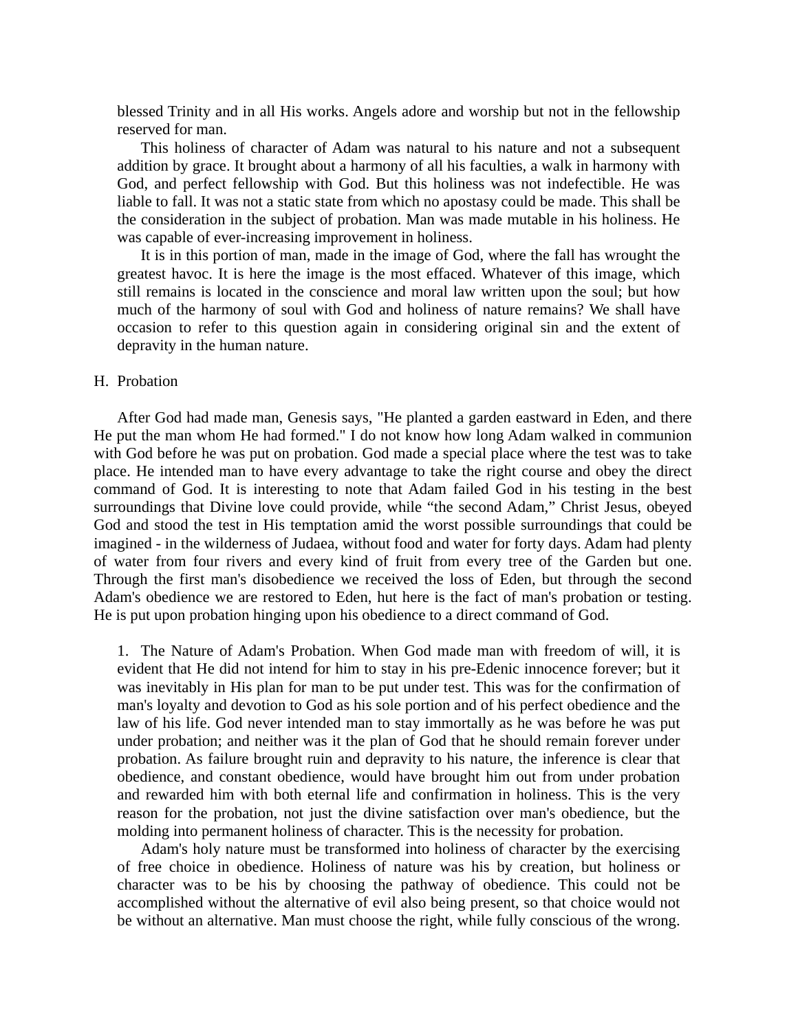blessed Trinity and in all His works. Angels adore and worship but not in the fellowship reserved for man.

This holiness of character of Adam was natural to his nature and not a subsequent addition by grace. It brought about a harmony of all his faculties, a walk in harmony with God, and perfect fellowship with God. But this holiness was not indefectible. He was liable to fall. It was not a static state from which no apostasy could be made. This shall be the consideration in the subject of probation. Man was made mutable in his holiness. He was capable of ever-increasing improvement in holiness.

It is in this portion of man, made in the image of God, where the fall has wrought the greatest havoc. It is here the image is the most effaced. Whatever of this image, which still remains is located in the conscience and moral law written upon the soul; but how much of the harmony of soul with God and holiness of nature remains? We shall have occasion to refer to this question again in considering original sin and the extent of depravity in the human nature.

## H. Probation

After God had made man, Genesis says, "He planted a garden eastward in Eden, and there He put the man whom He had formed." I do not know how long Adam walked in communion with God before he was put on probation. God made a special place where the test was to take place. He intended man to have every advantage to take the right course and obey the direct command of God. It is interesting to note that Adam failed God in his testing in the best surroundings that Divine love could provide, while "the second Adam," Christ Jesus, obeyed God and stood the test in His temptation amid the worst possible surroundings that could be imagined - in the wilderness of Judaea, without food and water for forty days. Adam had plenty of water from four rivers and every kind of fruit from every tree of the Garden but one. Through the first man's disobedience we received the loss of Eden, but through the second Adam's obedience we are restored to Eden, hut here is the fact of man's probation or testing. He is put upon probation hinging upon his obedience to a direct command of God.

1. The Nature of Adam's Probation. When God made man with freedom of will, it is evident that He did not intend for him to stay in his pre-Edenic innocence forever; but it was inevitably in His plan for man to be put under test. This was for the confirmation of man's loyalty and devotion to God as his sole portion and of his perfect obedience and the law of his life. God never intended man to stay immortally as he was before he was put under probation; and neither was it the plan of God that he should remain forever under probation. As failure brought ruin and depravity to his nature, the inference is clear that obedience, and constant obedience, would have brought him out from under probation and rewarded him with both eternal life and confirmation in holiness. This is the very reason for the probation, not just the divine satisfaction over man's obedience, but the molding into permanent holiness of character. This is the necessity for probation.

   Adam's holy nature must be transformed into holiness of character by the exercising of free choice in obedience. Holiness of nature was his by creation, but holiness or character was to be his by choosing the pathway of obedience. This could not be accomplished without the alternative of evil also being present, so that choice would not be without an alternative. Man must choose the right, while fully conscious of the wrong.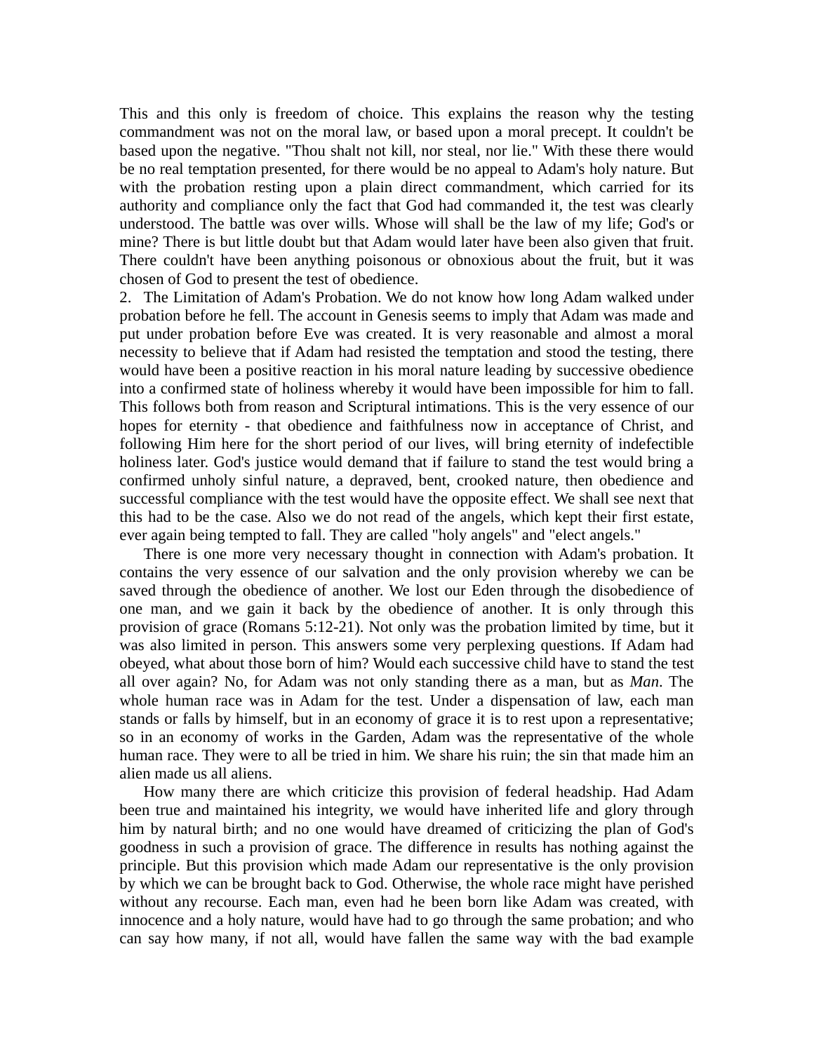This and this only is freedom of choice. This explains the reason why the testing commandment was not on the moral law, or based upon a moral precept. It couldn't be based upon the negative. "Thou shalt not kill, nor steal, nor lie." With these there would be no real temptation presented, for there would be no appeal to Adam's holy nature. But with the probation resting upon a plain direct commandment, which carried for its authority and compliance only the fact that God had commanded it, the test was clearly understood. The battle was over wills. Whose will shall be the law of my life; God's or mine? There is but little doubt but that Adam would later have been also given that fruit. There couldn't have been anything poisonous or obnoxious about the fruit, but it was chosen of God to present the test of obedience.

2. The Limitation of Adam's Probation. We do not know how long Adam walked under probation before he fell. The account in Genesis seems to imply that Adam was made and put under probation before Eve was created. It is very reasonable and almost a moral necessity to believe that if Adam had resisted the temptation and stood the testing, there would have been a positive reaction in his moral nature leading by successive obedience into a confirmed state of holiness whereby it would have been impossible for him to fall. This follows both from reason and Scriptural intimations. This is the very essence of our hopes for eternity - that obedience and faithfulness now in acceptance of Christ, and following Him here for the short period of our lives, will bring eternity of indefectible holiness later. God's justice would demand that if failure to stand the test would bring a confirmed unholy sinful nature, a depraved, bent, crooked nature, then obedience and successful compliance with the test would have the opposite effect. We shall see next that this had to be the case. Also we do not read of the "angels, which kept their first estate, ever again being tempted to fall. They are called "holy angels" and "elect angels."

There is one more very necessary thought in connection with Adam's probation. It contains the very essence of our salvation and the only provision whereby we can be saved through the obedience of another. We lost our Eden through the disobedience of one man, and we gain it back by the obedience of another. It is only through this provision of grace (Romans 5:12-21). Not only was the probation limited by time, but it was also limited in person. This answers some very perplexing questions. If Adam had obeyed, what about those born of him? Would each successive child have to stand the test all over again? No, for Adam was not only standing there as a man, but as *Man*. The whole human race was in Adam for the test. Under a dispensation of law, each man stands or falls by himself, but in an economy of grace it is to rest upon a representative; so in an economy of works in the Garden, Adam was the representative of the whole human race. They were to all be tried in him. We share his ruin; the sin that made him an alien made us all aliens.

How many there are which criticize this provision of federal headship. Had Adam been true and maintained his integrity, we would have inherited life and glory through him by natural birth; and no one would have dreamed of criticizing the plan of God's goodness in such a provision of grace. The difference in results has nothing against the principle. But this provision which made Adam our representative is the only provision by which we can be brought back to God. Otherwise, the whole race might have perished without any recourse. Each man, even had he been born like Adam was created, with innocence and a holy nature, would have had to go through the same probation; and who can say how many, if not all, would have fallen the same way with the bad example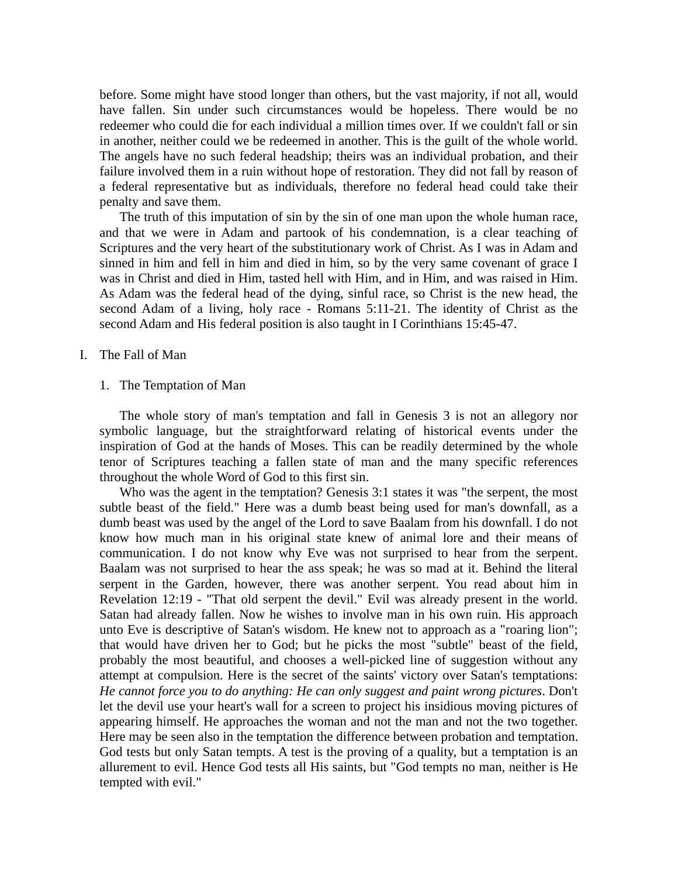before. Some might have stood longer than others, but the vast majority, if not all, would have fallen. Sin under such circumstances would be hopeless. There would be no redeemer who could die for each individual a million times over. If we couldn't fall or sin in another, neither could we be redeemed in another. This is the guilt of the whole world. The angels have no such federal headship; theirs was an individual probation, and their failure involved them in a ruin without hope of restoration. They did not fall by reason of a federal representative but as individuals, therefore no federal head could take their penalty and save them.

The truth of this imputation of sin by the sin of one man upon the whole human race, and that we were in Adam and partook of his condemnation, is a clear teaching of Scriptures and the very heart of the substitutionary work of Christ. As I was in Adam and sinned in him and fell in him and died in him, so by the very same covenant of grace I was in Christ and died in Him, tasted hell with Him, and in Him, and was raised in Him. As Adam was the federal head of the dying, sinful race, so Christ is the new head, the second Adam of a living, holy race - Romans 5:11-21. The identity of Christ as the second Adam and His federal position is also taught in I Corinthians 15:45-47.

## I. The Fall of Man

### 1. The Temptation of Man

The whole story of man's temptation and fall in Genesis 3 is not an allegory nor symbolic language, but the straightforward relating of historical events under the inspiration of God at the hands of Moses. This can be readily determined by the whole tenor of Scriptures teaching a fallen state of man and the many specific references throughout the whole Word of God to this first sin.

Who was the agent in the temptation? Genesis 3:1 states it was "the serpent, the most subtle beast of the field." Here was a dumb beast being used for man's downfall, as a dumb beast was used by the angel of the Lord to save Baalam from his downfall. I do not know how much man in his original state knew of animal lore and their means of communication. I do not know why Eve was not surprised to hear from the serpent. Baalam was not surprised to hear the ass speak; he was so mad at it. Behind the literal serpent in the Garden, however, there was another serpent. You read about him in Revelation 12:19 - "That old serpent the devil." Evil was already present in the world. Satan had already fallen. Now he wishes to involve man in his own ruin. His approach unto Eve is descriptive of Satan's wisdom. He knew not to approach as a "roaring lion"; that would have driven her to God; but he picks the most "subtle" beast of the field, probably the most beautiful, and chooses a well-picked line of suggestion without any attempt at compulsion. Here is the secret of the saints' victory over Satan's temptations: *He cannot force you to do anything: He can only suggest and paint wrong pictures*. Don't let the devil use your heart's wall for a screen to project his insidious moving pictures of appearing himself. He approaches the woman and not the man and not the two together. Here may be seen also in the temptation the difference between probation and temptation. God tests but only Satan tempts. A test is the proving of a quality, but a temptation is an allurement to evil. Hence God tests all His saints, but "God tempts no man, neither is He tempted with evil."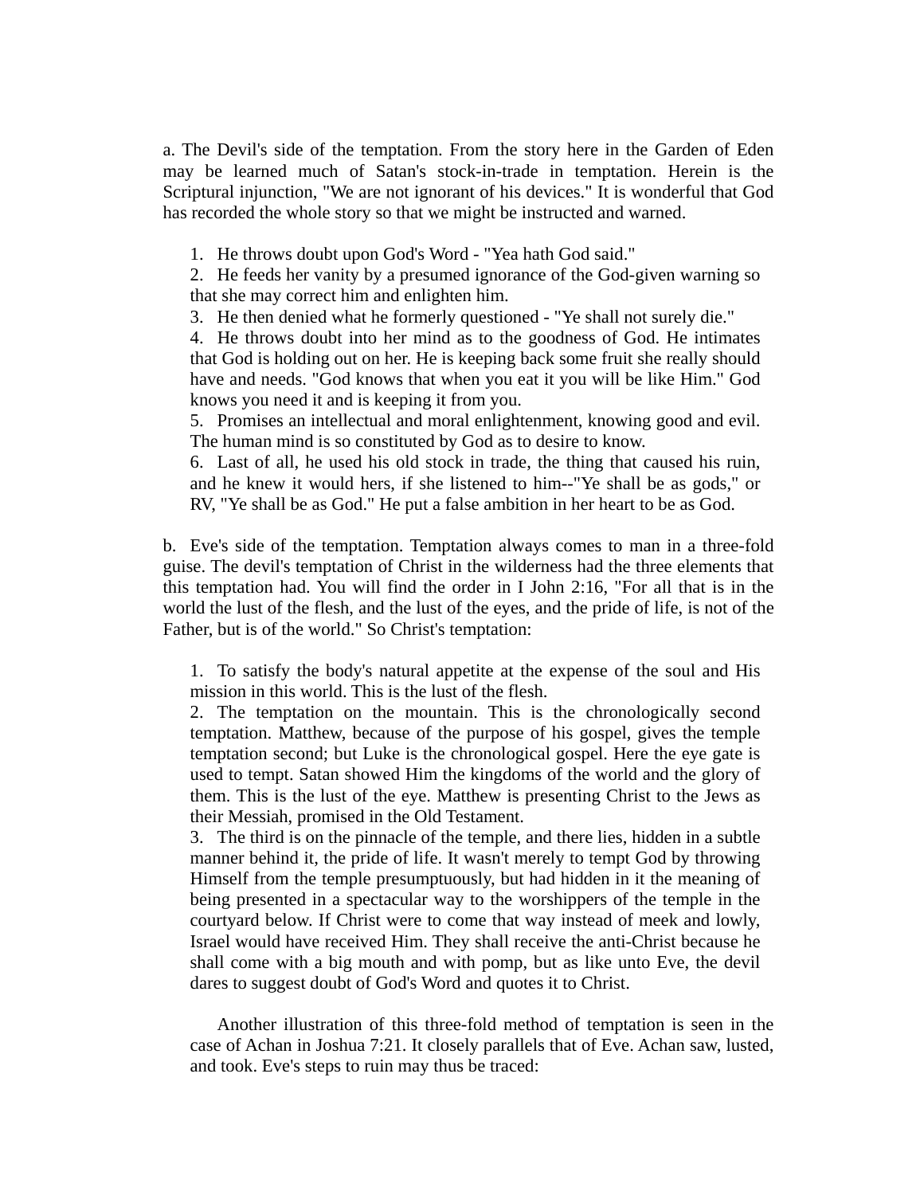a. The Devil's side of the temptation. From the story here in the Garden of Eden may be learned much of Satan's stock-in-trade in temptation. Herein is the Scriptural injunction, "We are not ignorant of his devices." It is wonderful that God has recorded the whole story so that we might be instructed and warned.

1. He throws doubt upon God's Word - "Yea hath God said."
2. He feeds her vanity by a presumed ignorance of the God-given warning so that she may correct him and enlighten him.
3. He then denied what he formerly questioned - "Ye shall not surely die."
4. He throws doubt into her mind as to the goodness of God. He intimates that God is holding out on her. He is keeping back some fruit she really should have and needs. "God knows that when you eat it you will be like Him." God knows you need it and is keeping it from you.
5. Promises an intellectual and moral enlightenment, knowing good and evil. The human mind is so constituted by God as to desire to know.
6. Last of all, he used his old stock in trade, the thing that caused his ruin, and he knew it would hers, if she listened to him--"Ye shall be as gods," or RV, "Ye shall be as God." He put a false ambition in her heart to be as God.

b. Eve's side of the temptation. Temptation always comes to man in a three-fold guise. The devil's temptation of Christ in the wilderness had the three elements that this temptation had. You will find the order in I John 2:16, "For all that is in the world the lust of the flesh, and the lust of the eyes, and the pride of life, is not of the Father, but is of the world." So Christ's temptation:

1. To satisfy the body's natural appetite at the expense of the soul and His mission in this world. This is the lust of the flesh.
2. The temptation on the mountain. This is the chronologically second temptation. Matthew, because of the purpose of his gospel, gives the temple temptation second; but Luke is the chronological gospel. Here the eye gate is used to tempt. Satan showed Him the kingdoms of the world and the glory of them. This is the lust of the eye. Matthew is presenting Christ to the Jews as their Messiah, promised in the Old Testament.
3. The third is on the pinnacle of the temple, and there lies, hidden in a subtle manner behind it, the pride of life. It wasn't merely to tempt God by throwing Himself from the temple presumptuously, but had hidden in it the meaning of being presented in a spectacular way to the worshippers of the temple in the courtyard below. If Christ were to come that way instead of meek and lowly, Israel would have received Him. They shall receive the anti-Christ because he shall come with a big mouth and with pomp, but as like unto Eve, the devil dares to suggest doubt of God's Word and quotes it to Christ.

Another illustration of this three-fold method of temptation is seen in the case of Achan in Joshua 7:21. It closely parallels that of Eve. Achan saw, lusted, and took. Eve's steps to ruin may thus be traced: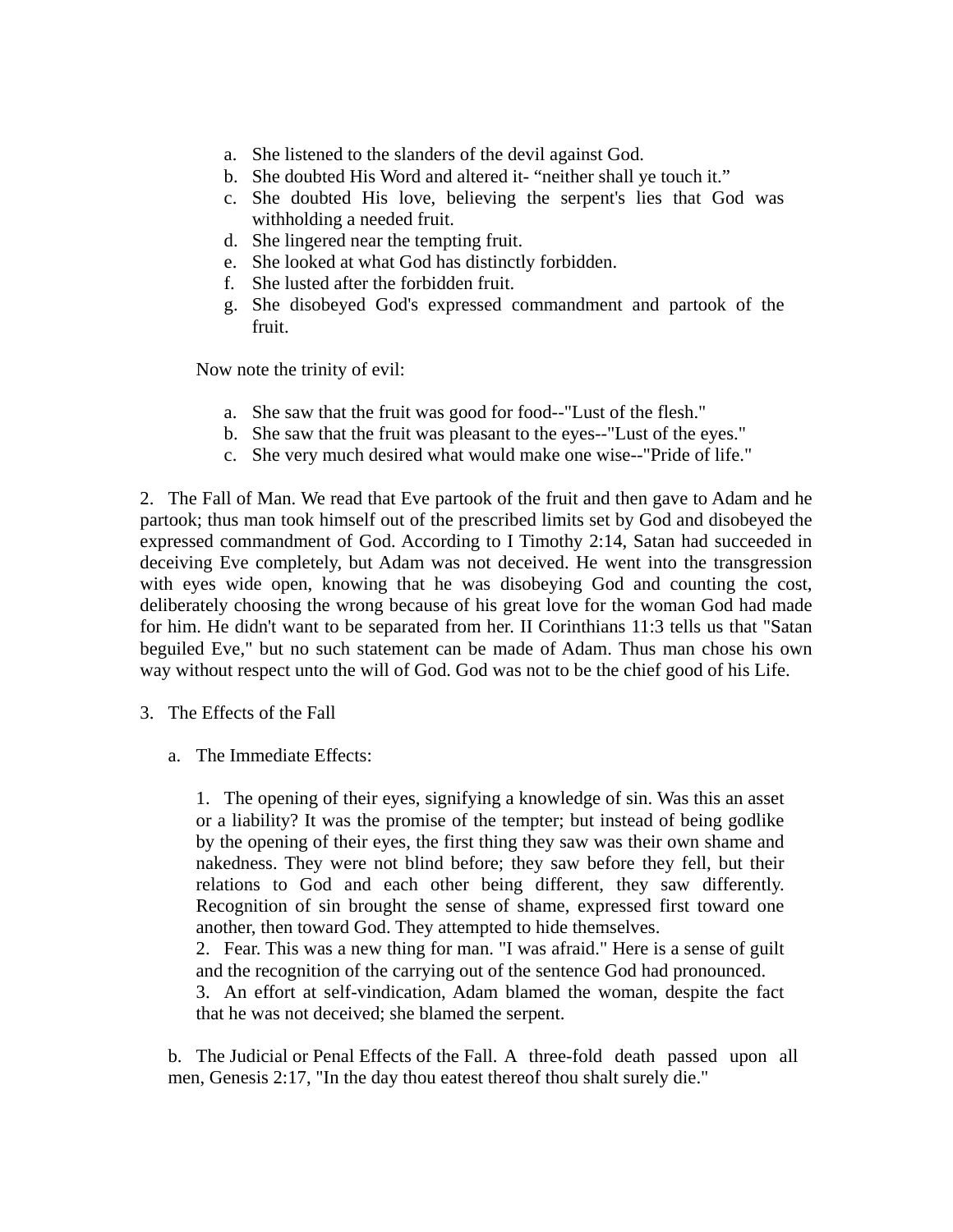a. She listened to the slanders of the devil against God.
b. She doubted His Word and altered it- “neither shall ye touch it.”
c. She doubted His love, believing the serpent's lies that God was withholding a needed fruit.
d. She lingered near the tempting fruit.
e. She looked at what God has distinctly forbidden.
f. She lusted after the forbidden fruit.
g. She disobeyed God's expressed commandment and partook of the fruit.

Now note the trinity of evil:

a. She saw that the fruit was good for food--"Lust of the flesh."
b. She saw that the fruit was pleasant to the eyes--"Lust of the eyes."
c. She very much desired what would make one wise--"Pride of life."

2. The Fall of Man. We read that Eve partook of the fruit and then gave to Adam and he partook; thus man took himself out of the prescribed limits set by God and disobeyed the expressed commandment of God. According to I Timothy 2:14, Satan had succeeded in deceiving Eve completely, but Adam was not deceived. He went into the transgression with eyes wide open, knowing that he was disobeying God and counting the cost, deliberately choosing the wrong because of his great love for the woman God had made for him. He didn't want to be separated from her. II Corinthians 11:3 tells us that "Satan beguiled Eve," but no such statement can be made of Adam. Thus man chose his own way without respect unto the will of God. God was not to be the chief good of his Life.

3. The Effects of the Fall

a. The Immediate Effects:

1. The opening of their eyes, signifying a knowledge of sin. Was this an asset or a liability? It was the promise of the tempter; but instead of being godlike by the opening of their eyes, the first thing they saw was their own shame and nakedness. They were not blind before; they saw before they fell, but their relations to God and each other being different, they saw differently. Recognition of sin brought the sense of shame, expressed first toward one another, then toward God. They attempted to hide themselves.
2. Fear. This was a new thing for man. "I was afraid." Here is a sense of guilt and the recognition of the carrying out of the sentence God had pronounced.
3. An effort at self-vindication, Adam blamed the woman, despite the fact that he was not deceived; she blamed the serpent.

b. The Judicial or Penal Effects of the Fall. A three-fold death passed upon all men, Genesis 2:17, "In the day thou eatest thereof thou shalt surely die."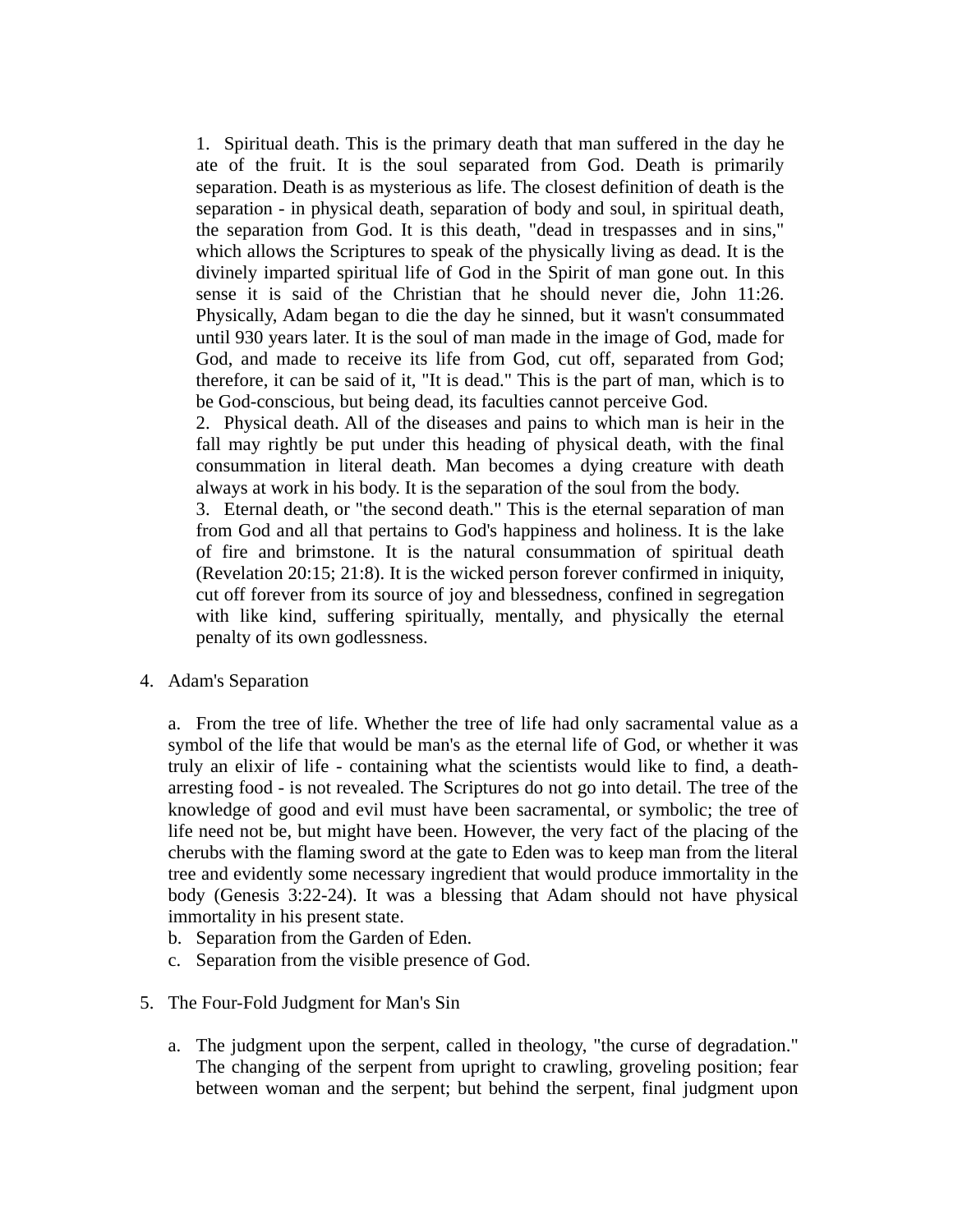1. Spiritual death. This is the primary death that man suffered in the day he ate of the fruit. It is the soul separated from God. Death is primarily separation. Death is as mysterious as life. The closest definition of death is the separation - in physical death, separation of body and soul, in spiritual death, the separation from God. It is this death, "dead in trespasses and in sins," which allows the Scriptures to speak of the physically living as dead. It is the divinely imparted spiritual life of God in the Spirit of man gone out. In this sense it is said of the Christian that he should never die, John 11:26. Physically, Adam began to die the day he sinned, but it wasn't consummated until 930 years later. It is the soul of man made in the image of God, made for God, and made to receive its life from God, cut off, separated from God; therefore, it can be said of it, "It is dead." This is the part of man, which is to be God-conscious, but being dead, its faculties cannot perceive God.
2. Physical death. All of the diseases and pains to which man is heir in the fall may rightly be put under this heading of physical death, with the final consummation in literal death. Man becomes a dying creature with death always at work in his body. It is the separation of the soul from the body.
3. Eternal death, or "the second death." This is the eternal separation of man from God and all that pertains to God's happiness and holiness. It is the lake of fire and brimstone. It is the natural consummation of spiritual death (Revelation 20:15; 21:8). It is the wicked person forever confirmed in iniquity, cut off forever from its source of joy and blessedness, confined in segregation with like kind, suffering spiritually, mentally, and physically the eternal penalty of its own godlessness.

4. Adam's Separation

   a. From the tree of life. Whether the tree of life had only sacramental value as a symbol of the life that would be man's as the eternal life of God, or whether it was truly an elixir of life - containing what the scientists would like to find, a death-arresting food - is not revealed. The Scriptures do not go into detail. The tree of the knowledge of good and evil must have been sacramental, or symbolic; the tree of life need not be, but might have been. However, the very fact of the placing of the cherubs with the flaming sword at the gate to Eden was to keep man from the literal tree and evidently some necessary ingredient that would produce immortality in the body (Genesis 3:22-24). It was a blessing that Adam should not have physical immortality in his present state.
   b. Separation from the Garden of Eden.
   c. Separation from the visible presence of God.

5. The Four-Fold Judgment for Man's Sin

   a. The judgment upon the serpent, called in theology, "the curse of degradation." The changing of the serpent from upright to crawling, groveling position; fear between woman and the serpent; but behind the serpent, final judgment upon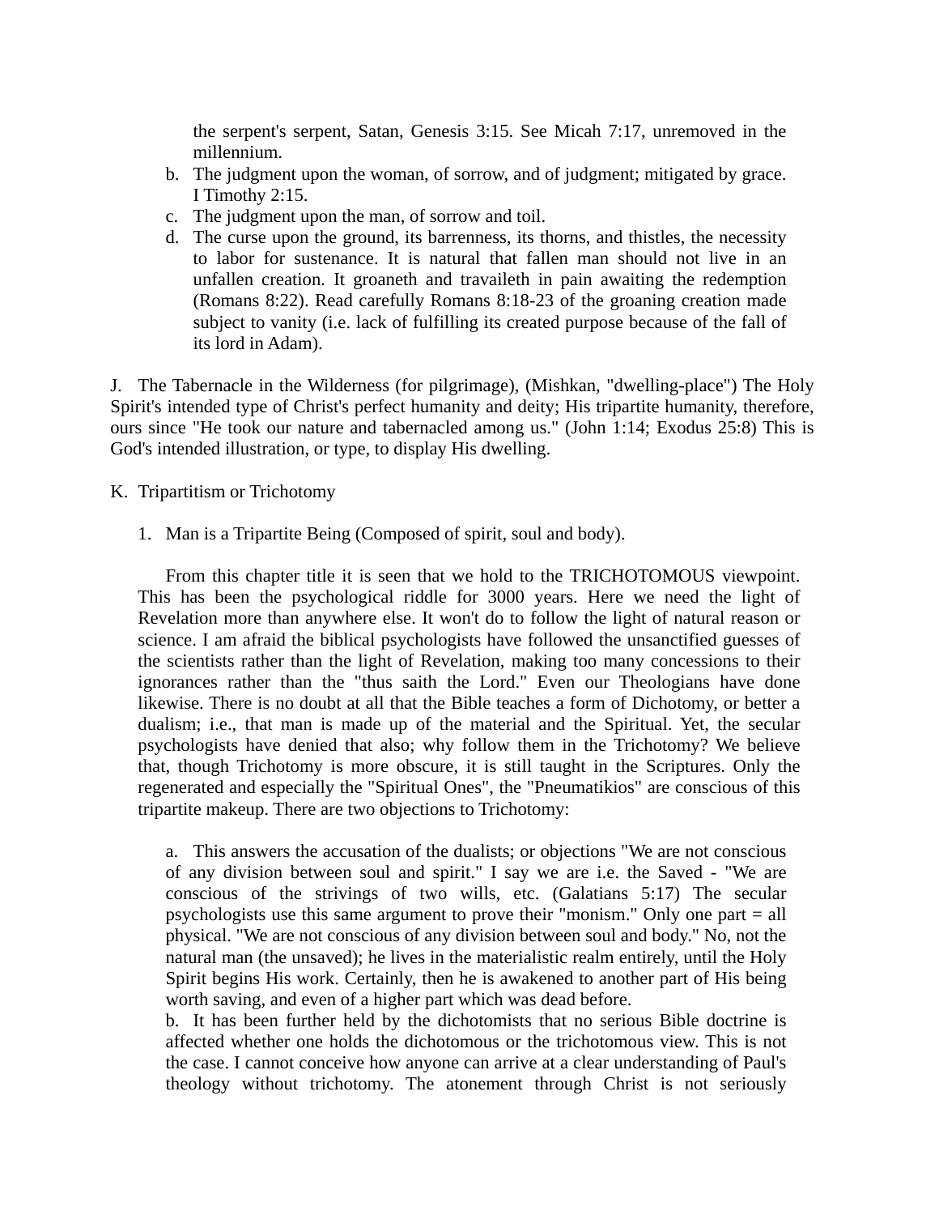the serpent's serpent, Satan, Genesis 3:15. See Micah 7:17, unremoved in the millennium.

b. The judgment upon the woman, of sorrow, and of judgment; mitigated by grace. I Timothy 2:15.
c. The judgment upon the man, of sorrow and toil.
d. The curse upon the ground, its barrenness, its thorns, and thistles, the necessity to labor for sustenance. It is natural that fallen man should not live in an unfallen creation. It groaneth and travaileth in pain awaiting the redemption (Romans 8:22). Read carefully Romans 8:18-23 of the groaning creation made subject to vanity (i.e. lack of fulfilling its created purpose because of the fall of its lord in Adam).

J. The Tabernacle in the Wilderness (for pilgrimage), (Mishkan, "dwelling-place") The Holy Spirit's intended type of Christ's perfect humanity and deity; His tripartite humanity, therefore, ours since "He took our nature and tabernacled among us." (John 1:14; Exodus 25:8) This is God's intended illustration, or type, to display His dwelling.

K. Tripartitism or Trichotomy

1. Man is a Tripartite Being (Composed of spirit, soul and body).

From this chapter title it is seen that we hold to the TRICHOTOMOUS viewpoint. This has been the psychological riddle for 3000 years. Here we need the light of Revelation more than anywhere else. It won't do to follow the light of natural reason or science. I am afraid the biblical psychologists have followed the unsanctified guesses of the scientists rather than the light of Revelation, making too many concessions to their ignorances rather than the "thus saith the Lord." Even our Theologians have done likewise. There is no doubt at all that the Bible teaches a form of Dichotomy, or better a dualism; i.e., that man is made up of the material and the Spiritual. Yet, the secular psychologists have denied that also; why follow them in the Trichotomy? We believe that, though Trichotomy is more obscure, it is still taught in the Scriptures. Only the regenerated and especially the "Spiritual Ones", the "Pneumatikios" are conscious of this tripartite makeup. There are two objections to Trichotomy:

a. This answers the accusation of the dualists; or objections "We are not conscious of any division between soul and spirit." I say we are i.e. the Saved - "We are conscious of the strivings of two wills, etc. (Galatians 5:17) The secular psychologists use this same argument to prove their "monism." Only one part = all physical. "We are not conscious of any division between soul and body." No, not the natural man (the unsaved); he lives in the materialistic realm entirely, until the Holy Spirit begins His work. Certainly, then he is awakened to another part of His being worth saving, and even of a higher part which was dead before.

b. It has been further held by the dichotomists that no serious Bible doctrine is affected whether one holds the dichotomous or the trichotomous view. This is not the case. I cannot conceive how anyone can arrive at a clear understanding of Paul's theology without trichotomy. The atonement through Christ is not seriously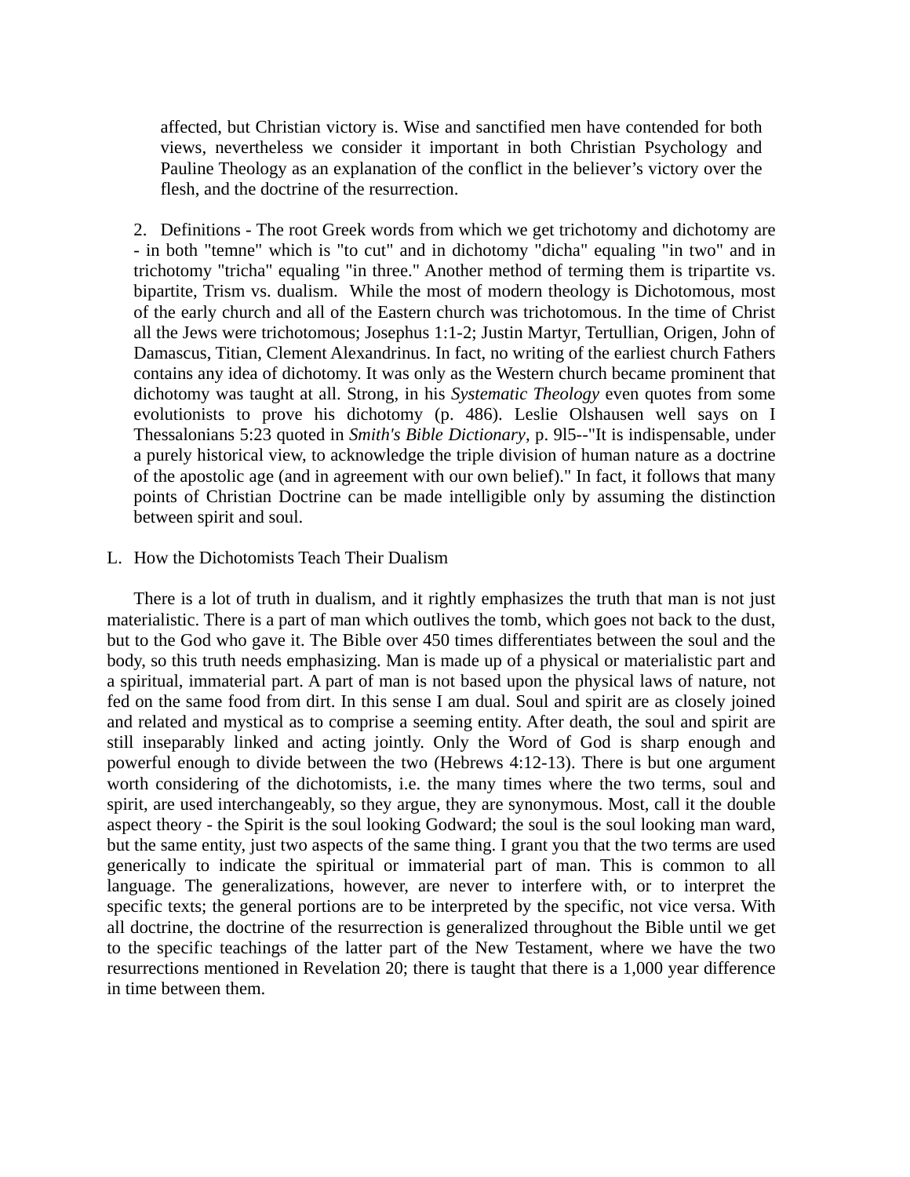affected, but Christian victory is. Wise and sanctified men have contended for both views, nevertheless we consider it important in both Christian Psychology and Pauline Theology as an explanation of the conflict in the believer's victory over the flesh, and the doctrine of the resurrection.

2. Definitions - The root Greek words from which we get trichotomy and dichotomy are - in both "temne" which is "to cut" and in dichotomy "dicha" equaling "in two" and in trichotomy "tricha" equaling "in three." Another method of terming them is tripartite vs. bipartite, Trism vs. dualism. While the most of modern theology is Dichotomous, most of the early church and all of the Eastern church was trichotomous. In the time of Christ all the Jews were trichotomous; Josephus 1:1-2; Justin Martyr, Tertullian, Origen, John of Damascus, Titian, Clement Alexandrinus. In fact, no writing of the earliest church Fathers contains any idea of dichotomy. It was only as the Western church became prominent that dichotomy was taught at all. Strong, in his *Systematic Theology* even quotes from some evolutionists to prove his dichotomy (p. 486). Leslie Olshausen well says on I Thessalonians 5:23 quoted in *Smith's Bible Dictionary*, p. 9l5--"It is indispensable, under a purely historical view, to acknowledge the triple division of human nature as a doctrine of the apostolic age (and in agreement with our own belief)." In fact, it follows that many points of Christian Doctrine can be made intelligible only by assuming the distinction between spirit and soul.

L. How the Dichotomists Teach Their Dualism

There is a lot of truth in dualism, and it rightly emphasizes the truth that man is not just materialistic. There is a part of man which outlives the tomb, which goes not back to the dust, but to the God who gave it. The Bible over 450 times differentiates between the soul and the body, so this truth needs emphasizing. Man is made up of a physical or materialistic part and a spiritual, immaterial part. A part of man is not based upon the physical laws of nature, not fed on the same food from dirt. In this sense I am dual. Soul and spirit are as closely joined and related and mystical as to comprise a seeming entity. After death, the soul and spirit are still inseparably linked and acting jointly. Only the Word of God is sharp enough and powerful enough to divide between the two (Hebrews 4:12-13). There is but one argument worth considering of the dichotomists, i.e. the many times where the two terms, soul and spirit, are used interchangeably, so they argue, they are synonymous. Most, call it the double aspect theory - the Spirit is the soul looking Godward; the soul is the soul looking man ward, but the same entity, just two aspects of the same thing. I grant you that the two terms are used generically to indicate the spiritual or immaterial part of man. This is common to all language. The generalizations, however, are never to interfere with, or to interpret the specific texts; the general portions are to be interpreted by the specific, not vice versa. With all doctrine, the doctrine of the resurrection is generalized throughout the Bible until we get to the specific teachings of the latter part of the New Testament, where we have the two resurrections mentioned in Revelation 20; there is taught that there is a 1,000 year difference in time between them.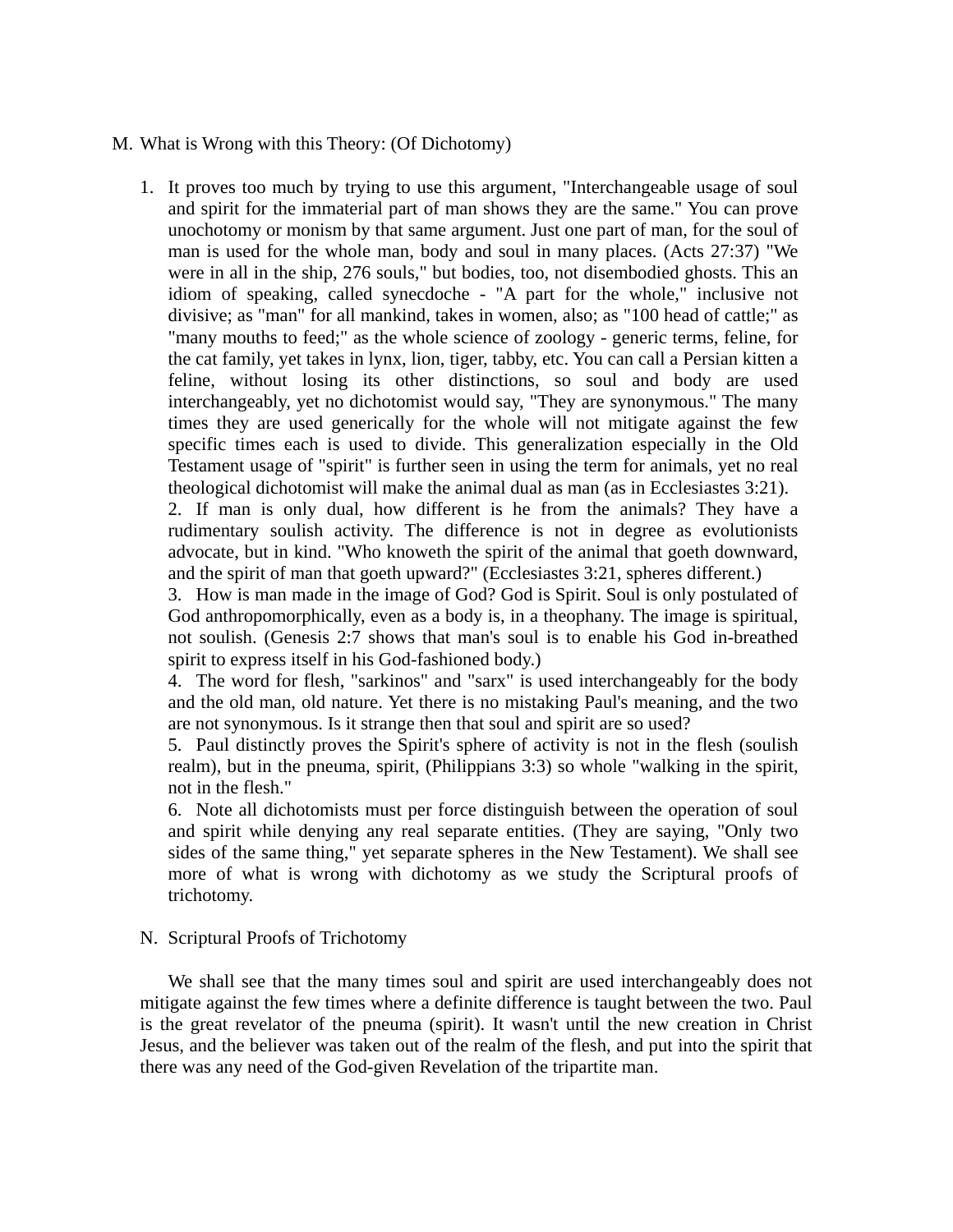M. What is Wrong with this Theory: (Of Dichotomy)

1. It proves too much by trying to use this argument, "Interchangeable usage of soul and spirit for the immaterial part of man shows they are the same." You can prove unochotomy or monism by that same argument. Just one part of man, for the soul of man is used for the whole man, body and soul in many places. (Acts 27:37) "We were in all in the ship, 276 souls," but bodies, too, not disembodied ghosts. This an idiom of speaking, called synecdoche - "A part for the whole," inclusive not divisive; as "man" for all mankind, takes in women, also; as "100 head of cattle;" as "many mouths to feed;" as the whole science of zoology - generic terms, feline, for the cat family, yet takes in lynx, lion, tiger, tabby, etc. You can call a Persian kitten a feline, without losing its other distinctions, so soul and body are used interchangeably, yet no dichotomist would say, "They are synonymous." The many times they are used generically for the whole will not mitigate against the few specific times each is used to divide. This generalization especially in the Old Testament usage of "spirit" is further seen in using the term for animals, yet no real theological dichotomist will make the animal dual as man (as in Ecclesiastes 3:21).
2. If man is only dual, how different is he from the animals? They have a rudimentary soulish activity. The difference is not in degree as evolutionists advocate, but in kind. "Who knoweth the spirit of the animal that goeth downward, and the spirit of man that goeth upward?" (Ecclesiastes 3:21, spheres different.)
3. How is man made in the image of God? God is Spirit. Soul is only postulated of God anthropomorphically, even as a body is, in a theophany. The image is spiritual, not soulish. (Genesis 2:7 shows that man's soul is to enable his God in-breathed spirit to express itself in his God-fashioned body.)
4. The word for flesh, "sarkinos" and "sarx" is used interchangeably for the body and the old man, old nature. Yet there is no mistaking Paul's meaning, and the two are not synonymous. Is it strange then that soul and spirit are so used?
5. Paul distinctly proves the Spirit's sphere of activity is not in the flesh (soulish realm), but in the pneuma, spirit, (Philippians 3:3) so whole "walking in the spirit, not in the flesh."
6. Note all dichotomists must per force distinguish between the operation of soul and spirit while denying any real separate entities. (They are saying, "Only two sides of the same thing," yet separate spheres in the New Testament). We shall see more of what is wrong with dichotomy as we study the Scriptural proofs of trichotomy.

N. Scriptural Proofs of Trichotomy

We shall see that the many times soul and spirit are used interchangeably does not mitigate against the few times where a definite difference is taught between the two. Paul is the great revelator of the pneuma (spirit). It wasn't until the new creation in Christ Jesus, and the believer was taken out of the realm of the flesh, and put into the spirit that there was any need of the God-given Revelation of the tripartite man.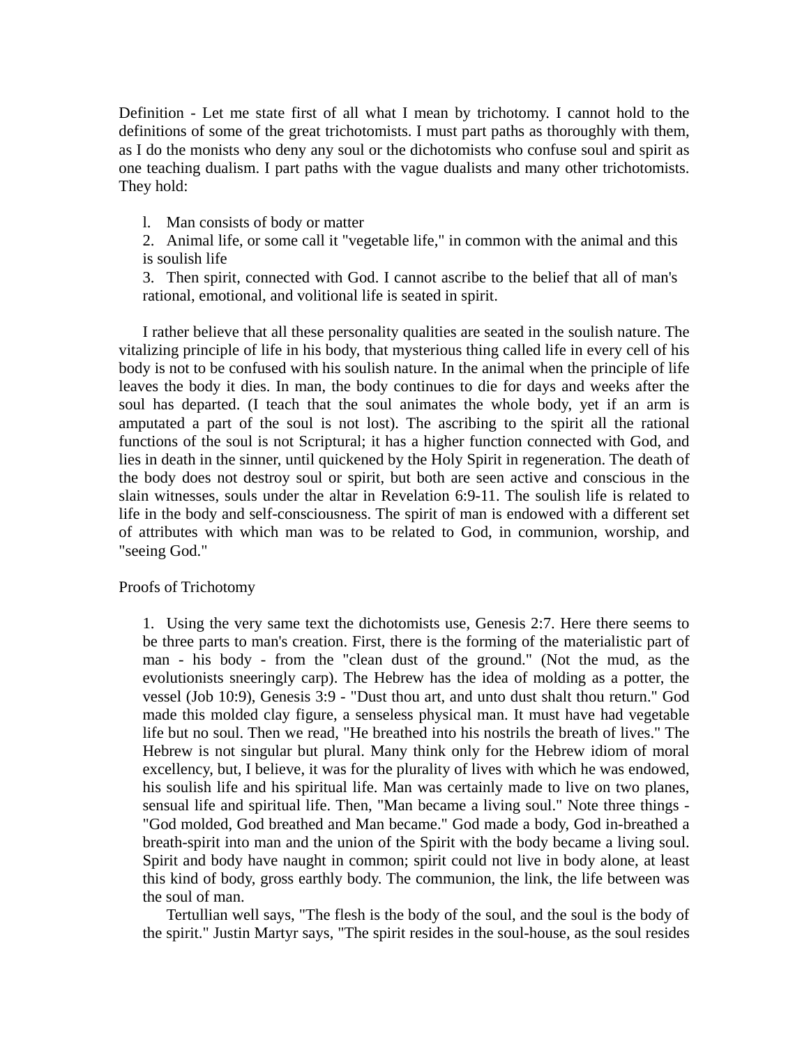Definition - Let me state first of all what I mean by trichotomy. I cannot hold to the definitions of some of the great trichotomists. I must part paths as thoroughly with them, as I do the monists who deny any soul or the dichotomists who confuse soul and spirit as one teaching dualism. I part paths with the vague dualists and many other trichotomists. They hold:

1. Man consists of body or matter
2. Animal life, or some call it "vegetable life," in common with the animal and this is soulish life
3. Then spirit, connected with God. I cannot ascribe to the belief that all of man's rational, emotional, and volitional life is seated in spirit.

I rather believe that all these personality qualities are seated in the soulish nature. The vitalizing principle of life in his body, that mysterious thing called life in every cell of his body is not to be confused with his soulish nature. In the animal when the principle of life leaves the body it dies. In man, the body continues to die for days and weeks after the soul has departed. (I teach that the soul animates the whole body, yet if an arm is amputated a part of the soul is not lost). The ascribing to the spirit all the rational functions of the soul is not Scriptural; it has a higher function connected with God, and lies in death in the sinner, until quickened by the Holy Spirit in regeneration. The death of the body does not destroy soul or spirit, but both are seen active and conscious in the slain witnesses, souls under the altar in Revelation 6:9-11. The soulish life is related to life in the body and self-consciousness. The spirit of man is endowed with a different set of attributes with which man was to be related to God, in communion, worship, and "seeing God."

Proofs of Trichotomy

1. Using the very same text the dichotomists use, Genesis 2:7. Here there seems to be three parts to man's creation. First, there is the forming of the materialistic part of man - his body - from the "clean dust of the ground." (Not the mud, as the evolutionists sneeringly carp). The Hebrew has the idea of molding as a potter, the vessel (Job 10:9), Genesis 3:9 - "Dust thou art, and unto dust shalt thou return." God made this molded clay figure, a senseless physical man. It must have had vegetable life but no soul. Then we read, "He breathed into his nostrils the breath of lives." The Hebrew is not singular but plural. Many think only for the Hebrew idiom of moral excellency, but, I believe, it was for the plurality of lives with which he was endowed, his soulish life and his spiritual life. Man was certainly made to live on two planes, sensual life and spiritual life. Then, "Man became a living soul." Note three things - "God molded, God breathed and Man became." God made a body, God in-breathed a breath-spirit into man and the union of the Spirit with the body became a living soul. Spirit and body have naught in common; spirit could not live in body alone, at least this kind of body, gross earthly body. The communion, the link, the life between was the soul of man.

Tertullian well says, "The flesh is the body of the soul, and the soul is the body of the spirit." Justin Martyr says, "The spirit resides in the soul-house, as the soul resides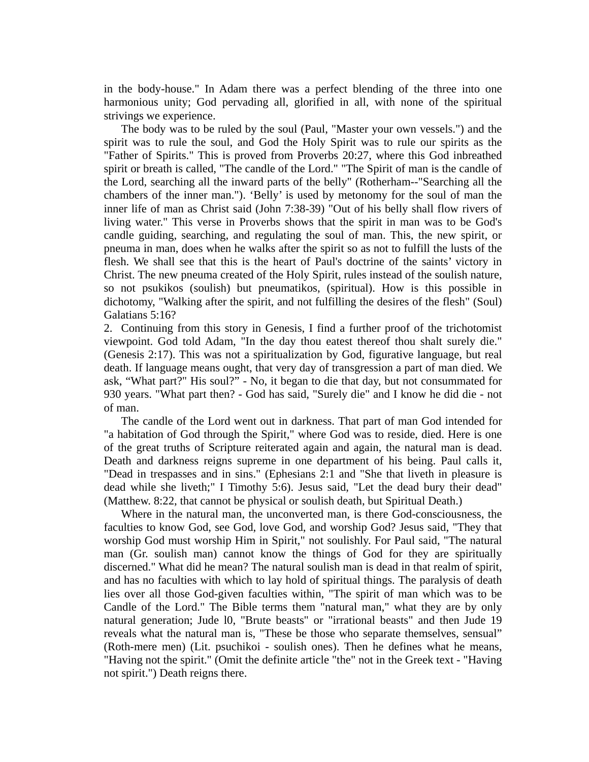in the body-house." In Adam there was a perfect blending of the three into one harmonious unity; God pervading all, glorified in all, with none of the spiritual strivings we experience.

The body was to be ruled by the soul (Paul, "Master your own vessels.") and the spirit was to rule the soul, and God the Holy Spirit was to rule our spirits as the "Father of Spirits." This is proved from Proverbs 20:27, where this God inbreathed spirit or breath is called, "The candle of the Lord." "The Spirit of man is the candle of the Lord, searching all the inward parts of the belly" (Rotherham--"Searching all the chambers of the inner man."). 'Belly' is used by metonomy for the soul of man the inner life of man as Christ said (John 7:38-39) "Out of his belly shall flow rivers of living water." This verse in Proverbs shows that the spirit in man was to be God's candle guiding, searching, and regulating the soul of man. This, the new spirit, or pneuma in man, does when he walks after the spirit so as not to fulfill the lusts of the flesh. We shall see that this is the heart of Paul's doctrine of the saints' victory in Christ. The new pneuma created of the Holy Spirit, rules instead of the soulish nature, so not psukikos (soulish) but pneumatikos, (spiritual). How is this possible in dichotomy, "Walking after the spirit, and not fulfilling the desires of the flesh" (Soul) Galatians 5:16?

2. Continuing from this story in Genesis, I find a further proof of the trichotomist viewpoint. God told Adam, "In the day thou eatest thereof thou shalt surely die." (Genesis 2:17). This was not a spiritualization by God, figurative language, but real death. If language means ought, that very day of transgression a part of man died. We ask, "What part?" His soul?" - No, it began to die that day, but not consummated for 930 years. "What part then? - God has said, "Surely die" and I know he did die - not of man.

The candle of the Lord went out in darkness. That part of man God intended for "a habitation of God through the Spirit," where God was to reside, died. Here is one of the great truths of Scripture reiterated again and again, the natural man is dead. Death and darkness reigns supreme in one department of his being. Paul calls it, "Dead in trespasses and in sins." (Ephesians 2:1 and "She that liveth in pleasure is dead while she liveth;" I Timothy 5:6). Jesus said, "Let the dead bury their dead" (Matthew. 8:22, that cannot be physical or soulish death, but Spiritual Death.)

Where in the natural man, the unconverted man, is there God-consciousness, the faculties to know God, see God, love God, and worship God? Jesus said, "They that worship God must worship Him in Spirit," not soulishly. For Paul said, "The natural man (Gr. soulish man) cannot know the things of God for they are spiritually discerned." What did he mean? The natural soulish man is dead in that realm of spirit, and has no faculties with which to lay hold of spiritual things. The paralysis of death lies over all those God-given faculties within, "The spirit of man which was to be Candle of the Lord." The Bible terms them "natural man," what they are by only natural generation; Jude l0, "Brute beasts" or "irrational beasts" and then Jude 19 reveals what the natural man is, "These be those who separate themselves, sensual" (Roth-mere men) (Lit. psuchikoi - soulish ones). Then he defines what he means, "Having not the spirit." (Omit the definite article "the" not in the Greek text - "Having not spirit.") Death reigns there.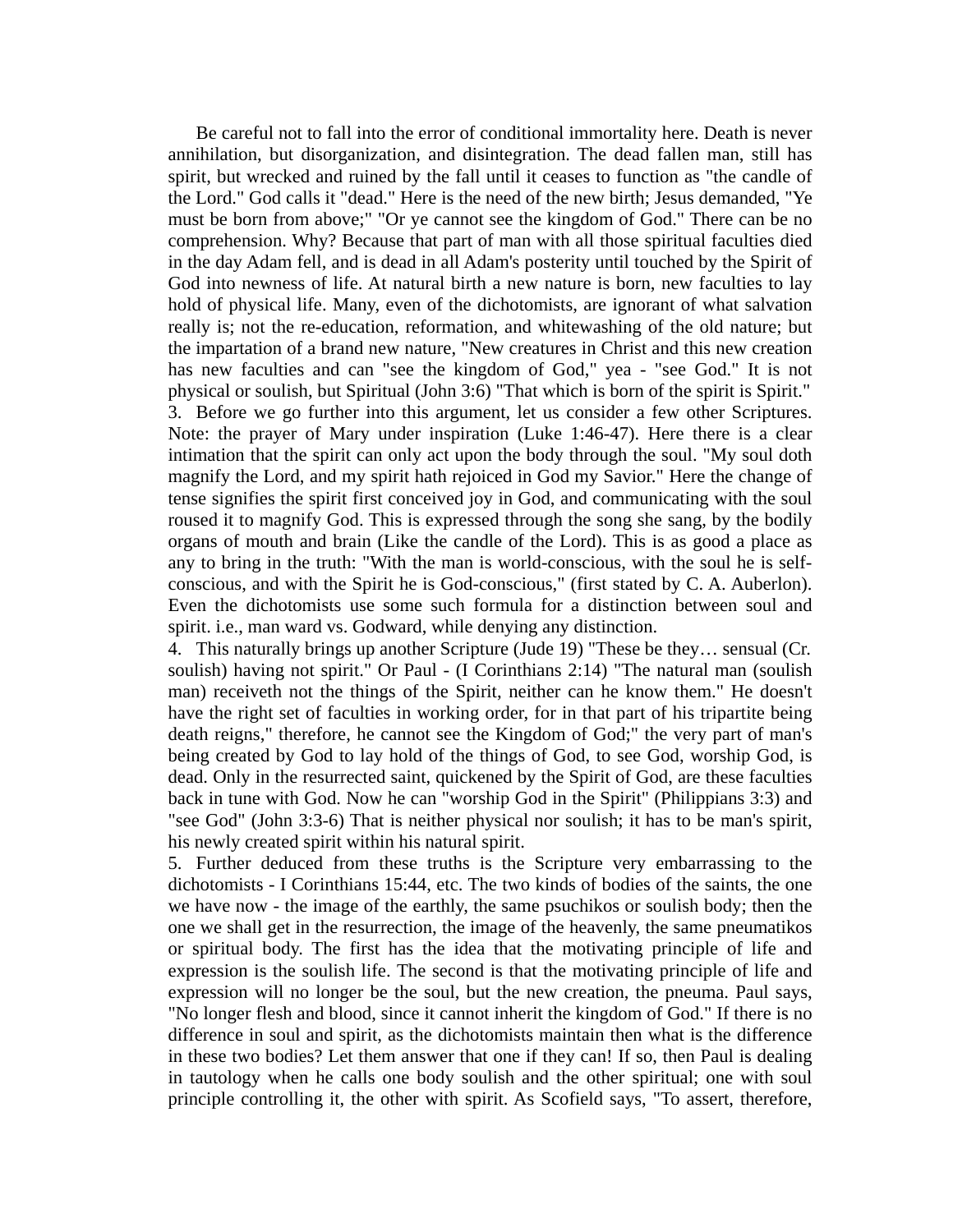Be careful not to fall into the error of conditional immortality here. Death is never annihilation, but disorganization, and disintegration. The dead fallen man, still has spirit, but wrecked and ruined by the fall until it ceases to function as "the candle of the Lord." God calls it "dead." Here is the need of the new birth; Jesus demanded, "Ye must be born from above;" "Or ye cannot see the kingdom of God." There can be no comprehension. Why? Because that part of man with all those spiritual faculties died in the day Adam fell, and is dead in all Adam's posterity until touched by the Spirit of God into newness of life. At natural birth a new nature is born, new faculties to lay hold of physical life. Many, even of the dichotomists, are ignorant of what salvation really is; not the re-education, reformation, and whitewashing of the old nature; but the impartation of a brand new nature, "New creatures in Christ and this new creation has new faculties and can "see the kingdom of God," yea - "see God." It is not physical or soulish, but Spiritual (John 3:6) "That which is born of the spirit is Spirit."

3. Before we go further into this argument, let us consider a few other Scriptures. Note: the prayer of Mary under inspiration (Luke 1:46-47). Here there is a clear intimation that the spirit can only act upon the body through the soul. "My soul doth magnify the Lord, and my spirit hath rejoiced in God my Savior." Here the change of tense signifies the spirit first conceived joy in God, and communicating with the soul roused it to magnify God. This is expressed through the song she sang, by the bodily organs of mouth and brain (Like the candle of the Lord). This is as good a place as any to bring in the truth: "With the man is world-conscious, with the soul he is self-conscious, and with the Spirit he is God-conscious," (first stated by C. A. Auberlon). Even the dichotomists use some such formula for a distinction between soul and spirit. i.e., man ward vs. Godward, while denying any distinction.

4. This naturally brings up another Scripture (Jude 19) "These be they… sensual (Cr. soulish) having not spirit." Or Paul - (I Corinthians 2:14) "The natural man (soulish man) receiveth not the things of the Spirit, neither can he know them." He doesn't have the right set of faculties in working order, for in that part of his tripartite being death reigns," therefore, he cannot see the Kingdom of God;" the very part of man's being created by God to lay hold of the things of God, to see God, worship God, is dead. Only in the resurrected saint, quickened by the Spirit of God, are these faculties back in tune with God. Now he can "worship God in the Spirit" (Philippians 3:3) and "see God" (John 3:3-6) That is neither physical nor soulish; it has to be man's spirit, his newly created spirit within his natural spirit.

5. Further deduced from these truths is the Scripture very embarrassing to the dichotomists - I Corinthians 15:44, etc. The two kinds of bodies of the saints, the one we have now - the image of the earthly, the same psuchikos or soulish body; then the one we shall get in the resurrection, the image of the heavenly, the same pneumatikos or spiritual body. The first has the idea that the motivating principle of life and expression is the soulish life. The second is that the motivating principle of life and expression will no longer be the soul, but the new creation, the pneuma. Paul says, "No longer flesh and blood, since it cannot inherit the kingdom of God." If there is no difference in soul and spirit, as the dichotomists maintain then what is the difference in these two bodies? Let them answer that one if they can! If so, then Paul is dealing in tautology when he calls one body soulish and the other spiritual; one with soul principle controlling it, the other with spirit. As Scofield says, "To assert, therefore,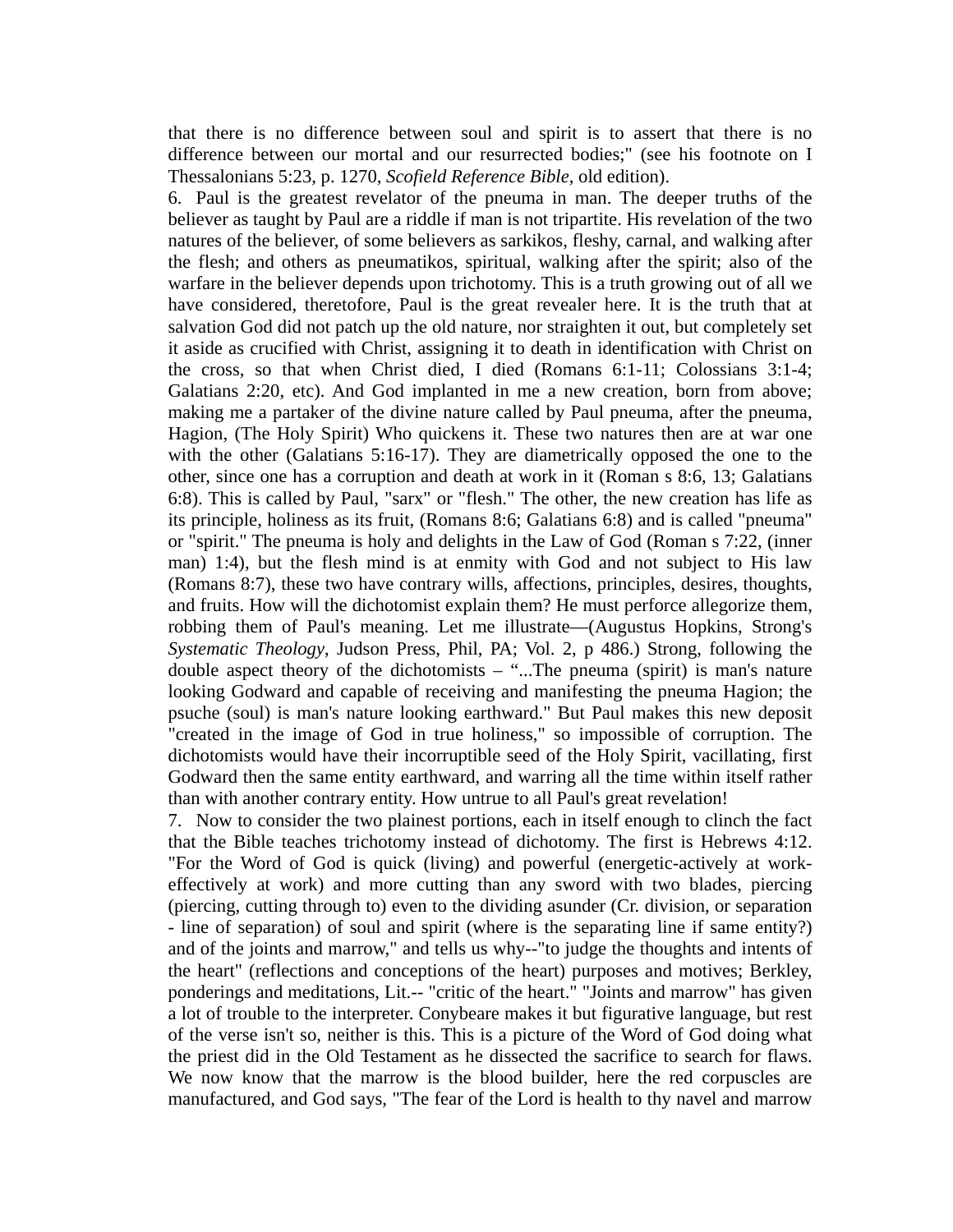that there is no difference between soul and spirit is to assert that there is no difference between our mortal and our resurrected bodies;" (see his footnote on I Thessalonians 5:23, p. 1270, *Scofield Reference Bible*, old edition).

6. Paul is the greatest revelator of the pneuma in man. The deeper truths of the believer as taught by Paul are a riddle if man is not tripartite. His revelation of the two natures of the believer, of some believers as sarkikos, fleshy, carnal, and walking after the flesh; and others as pneumatikos, spiritual, walking after the spirit; also of the warfare in the believer depends upon trichotomy. This is a truth growing out of all we have considered, theretofore, Paul is the great revealer here. It is the truth that at salvation God did not patch up the old nature, nor straighten it out, but completely set it aside as crucified with Christ, assigning it to death in identification with Christ on the cross, so that when Christ died, I died (Romans 6:1-11; Colossians 3:1-4; Galatians 2:20, etc). And God implanted in me a new creation, born from above; making me a partaker of the divine nature called by Paul pneuma, after the pneuma, Hagion, (The Holy Spirit) Who quickens it. These two natures then are at war one with the other (Galatians 5:16-17). They are diametrically opposed the one to the other, since one has a corruption and death at work in it (Roman s 8:6, 13; Galatians 6:8). This is called by Paul, "sarx" or "flesh." The other, the new creation has life as its principle, holiness as its fruit, (Romans 8:6; Galatians 6:8) and is called "pneuma" or "spirit." The pneuma is holy and delights in the Law of God (Roman s 7:22, (inner man) 1:4), but the flesh mind is at enmity with God and not subject to His law (Romans 8:7), these two have contrary wills, affections, principles, desires, thoughts, and fruits. How will the dichotomist explain them? He must perforce allegorize them, robbing them of Paul's meaning. Let me illustrate—(Augustus Hopkins, Strong's *Systematic Theology*, Judson Press, Phil, PA; Vol. 2, p 486.) Strong, following the double aspect theory of the dichotomists – "...The pneuma (spirit) is man's nature looking Godward and capable of receiving and manifesting the pneuma Hagion; the psuche (soul) is man's nature looking earthward." But Paul makes this new deposit "created in the image of God in true holiness," so impossible of corruption. The dichotomists would have their incorruptible seed of the Holy Spirit, vacillating, first Godward then the same entity earthward, and warring all the time within itself rather than with another contrary entity. How untrue to all Paul's great revelation!

7. Now to consider the two plainest portions, each in itself enough to clinch the fact that the Bible teaches trichotomy instead of dichotomy. The first is Hebrews 4:12. "For the Word of God is quick (living) and powerful (energetic-actively at work-effectively at work) and more cutting than any sword with two blades, piercing (piercing, cutting through to) even to the dividing asunder (Cr. division, or separation - line of separation) of soul and spirit (where is the separating line if same entity?) and of the joints and marrow," and tells us why--"to judge the thoughts and intents of the heart" (reflections and conceptions of the heart) purposes and motives; Berkley, ponderings and meditations, Lit.-- "critic of the heart." "Joints and marrow" has given a lot of trouble to the interpreter. Conybeare makes it but figurative language, but rest of the verse isn't so, neither is this. This is a picture of the Word of God doing what the priest did in the Old Testament as he dissected the sacrifice to search for flaws. We now know that the marrow is the blood builder, here the red corpuscles are manufactured, and God says, "The fear of the Lord is health to thy navel and marrow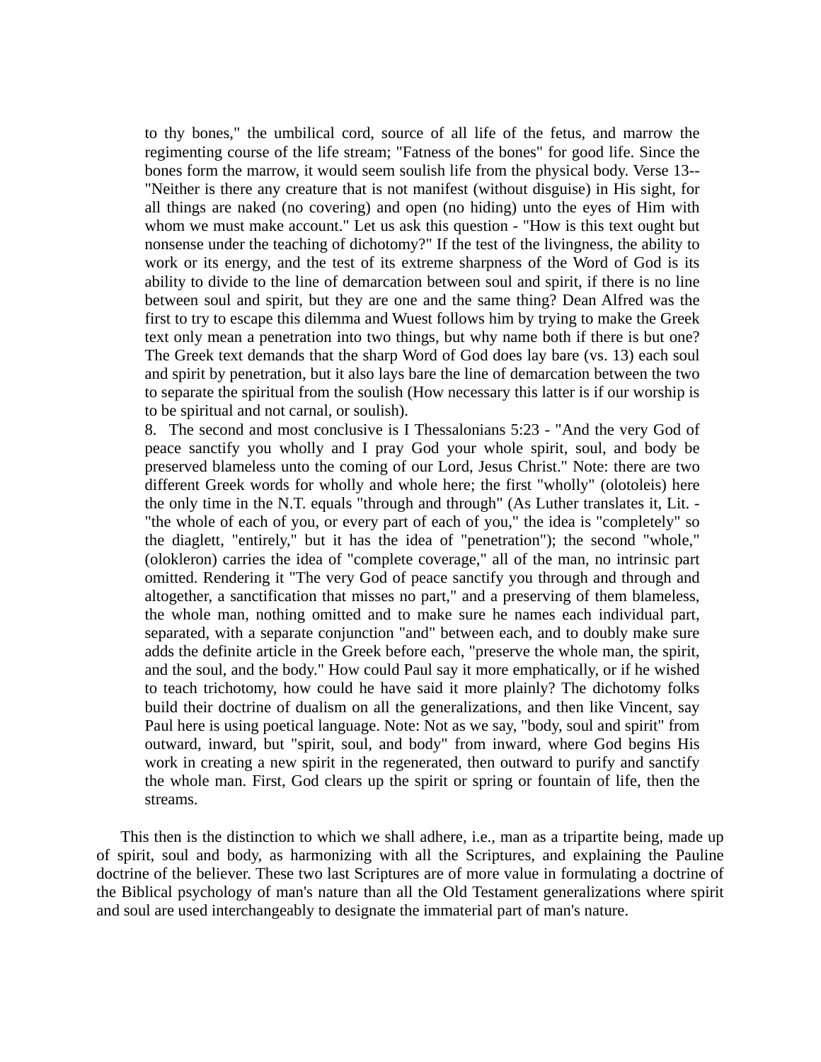to thy bones," the umbilical cord, source of all life of the fetus, and marrow the regimenting course of the life stream; "Fatness of the bones" for good life. Since the bones form the marrow, it would seem soulish life from the physical body. Verse 13-- "Neither is there any creature that is not manifest (without disguise) in His sight, for all things are naked (no covering) and open (no hiding) unto the eyes of Him with whom we must make account." Let us ask this question - "How is this text ought but nonsense under the teaching of dichotomy?" If the test of the livingness, the ability to work or its energy, and the test of its extreme sharpness of the Word of God is its ability to divide to the line of demarcation between soul and spirit, if there is no line between soul and spirit, but they are one and the same thing? Dean Alfred was the first to try to escape this dilemma and Wuest follows him by trying to make the Greek text only mean a penetration into two things, but why name both if there is but one? The Greek text demands that the sharp Word of God does lay bare (vs. 13) each soul and spirit by penetration, but it also lays bare the line of demarcation between the two to separate the spiritual from the soulish (How necessary this latter is if our worship is to be spiritual and not carnal, or soulish).

8. The second and most conclusive is I Thessalonians 5:23 - "And the very God of peace sanctify you wholly and I pray God your whole spirit, soul, and body be preserved blameless unto the coming of our Lord, Jesus Christ." Note: there are two different Greek words for wholly and whole here; the first "wholly" (olotoleis) here the only time in the N.T. equals "through and through" (As Luther translates it, Lit. - "the whole of each of you, or every part of each of you," the idea is "completely" so the diaglett, "entirely," but it has the idea of "penetration"); the second "whole," (olokleron) carries the idea of "complete coverage," all of the man, no intrinsic part omitted. Rendering it "The very God of peace sanctify you through and through and altogether, a sanctification that misses no part," and a preserving of them blameless, the whole man, nothing omitted and to make sure he names each individual part, separated, with a separate conjunction "and" between each, and to doubly make sure adds the definite article in the Greek before each, "preserve the whole man, the spirit, and the soul, and the body." How could Paul say it more emphatically, or if he wished to teach trichotomy, how could he have said it more plainly? The dichotomy folks build their doctrine of dualism on all the generalizations, and then like Vincent, say Paul here is using poetical language. Note: Not as we say, "body, soul and spirit" from outward, inward, but "spirit, soul, and body" from inward, where God begins His work in creating a new spirit in the regenerated, then outward to purify and sanctify the whole man. First, God clears up the spirit or spring or fountain of life, then the streams.

This then is the distinction to which we shall adhere, i.e., man as a tripartite being, made up of spirit, soul and body, as harmonizing with all the Scriptures, and explaining the Pauline doctrine of the believer. These two last Scriptures are of more value in formulating a doctrine of the Biblical psychology of man's nature than all the Old Testament generalizations where spirit and soul are used interchangeably to designate the immaterial part of man's nature.